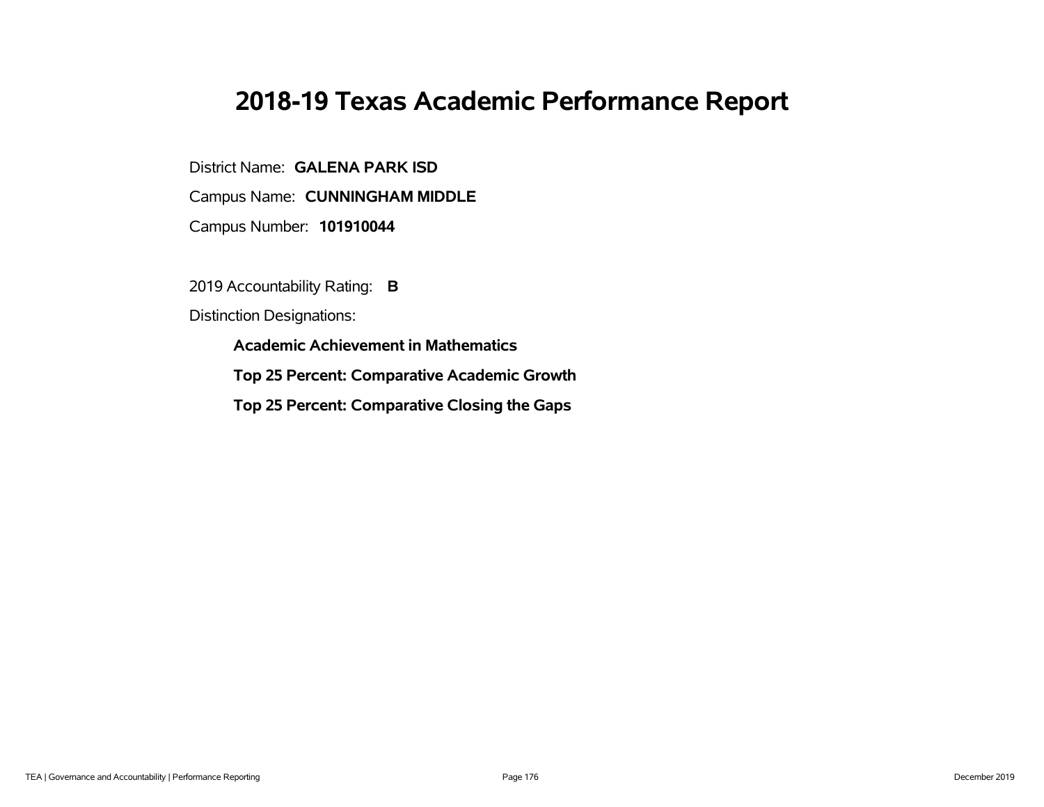# 2018-19 Texas Academic Performance Report

District Name: **GALENA PARK ISD**

Campus Name: **CUNNINGHAM MIDDLE**

Campus Number: **101910044**

2019 Accountability Rating: **B**

Distinction Designations:

**Academic Achievement in Mathematics**

**Top 25 Percent: Comparative Academic Growth**

**Top 25 Percent: Comparative Closing the Gaps**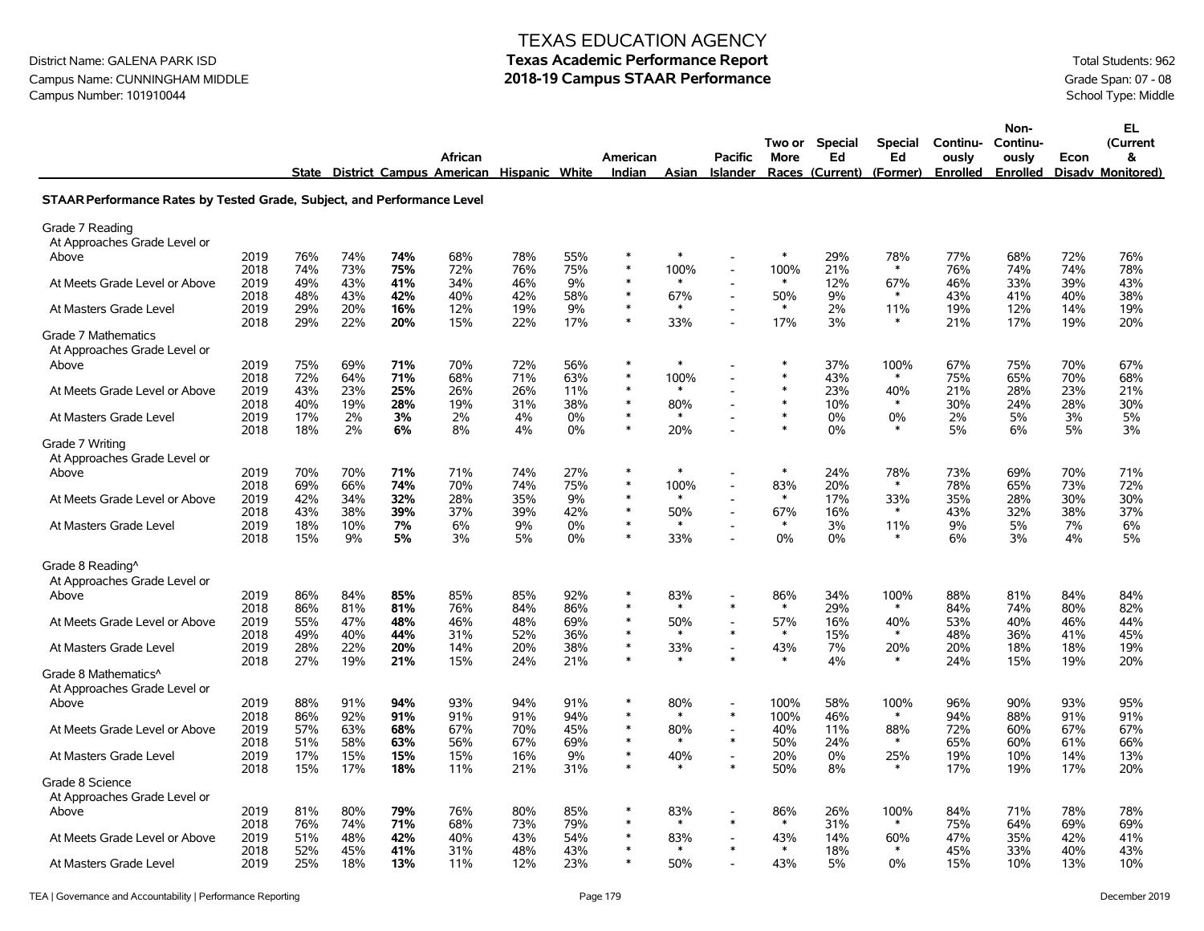# TEXAS EDUCATION AGENCY
## Texas Academic Performance Report
## 2018-19 Campus STAAR Performance

District Name: GALENA PARK ISD
Campus Name: CUNNINGHAM MIDDLE
Campus Number: 101910044

Total Students: 962
Grade Span: 07 - 08
School Type: Middle

| | | State | District | Campus | African American | Hispanic | White | American Indian | Asian | Pacific Islander | Two or More Races | Special Ed (Current) | Special Ed (Former) | Continuously Enrolled | Non-Continuously Enrolled | Econ Disadv | EL (Current & Monitored) |
|---|---|---|---|---|---|---|---|---|---|---|---|---|---|---|---|---|---|
| **STAAR Performance Rates by Tested Grade, Subject, and Performance Level** | | | | | | | | | | | | | | | | | |
| Grade 7 Reading | | | | | | | | | | | | | | | | | |
| At Approaches Grade Level or Above | 2019 | 76% | 74% | **74%** | 68% | 78% | 55% | * | * | - | * | 29% | 78% | 77% | 68% | 72% | 76% |
| | 2018 | 74% | 73% | **75%** | 72% | 76% | 75% | * | 100% | - | 100% | 21% | * | 76% | 74% | 74% | 78% |
| At Meets Grade Level or Above | 2019 | 49% | 43% | **41%** | 34% | 46% | 9% | * | * | - | * | 12% | 67% | 46% | 33% | 39% | 43% |
| | 2018 | 48% | 43% | **42%** | 40% | 42% | 58% | * | 67% | - | 50% | 9% | * | 43% | 41% | 40% | 38% |
| At Masters Grade Level | 2019 | 29% | 20% | **16%** | 12% | 19% | 9% | * | * | - | * | 2% | 11% | 19% | 12% | 14% | 19% |
| | 2018 | 29% | 22% | **20%** | 15% | 22% | 17% | * | 33% | - | 17% | 3% | * | 21% | 17% | 19% | 20% |
| Grade 7 Mathematics | | | | | | | | | | | | | | | | | |
| At Approaches Grade Level or Above | 2019 | 75% | 69% | **71%** | 70% | 72% | 56% | * | * | - | * | 37% | 100% | 67% | 75% | 70% | 67% |
| | 2018 | 72% | 64% | **71%** | 68% | 71% | 63% | * | 100% | - | * | 43% | * | 75% | 65% | 70% | 68% |
| At Meets Grade Level or Above | 2019 | 43% | 23% | **25%** | 26% | 26% | 11% | * | * | - | * | 23% | 40% | 21% | 28% | 23% | 21% |
| | 2018 | 40% | 19% | **28%** | 19% | 31% | 38% | * | 80% | - | * | 10% | * | 30% | 24% | 28% | 30% |
| At Masters Grade Level | 2019 | 17% | 2% | **3%** | 2% | 4% | 0% | * | * | - | * | 0% | 0% | 2% | 5% | 3% | 5% |
| | 2018 | 18% | 2% | **6%** | 8% | 4% | 0% | * | 20% | - | * | 0% | * | 5% | 6% | 5% | 3% |
| Grade 7 Writing | | | | | | | | | | | | | | | | | |
| At Approaches Grade Level or Above | 2019 | 70% | 70% | **71%** | 71% | 74% | 27% | * | * | - | * | 24% | 78% | 73% | 69% | 70% | 71% |
| | 2018 | 69% | 66% | **74%** | 70% | 74% | 75% | * | 100% | - | 83% | 20% | * | 78% | 65% | 73% | 72% |
| At Meets Grade Level or Above | 2019 | 42% | 34% | **32%** | 28% | 35% | 9% | * | * | - | * | 17% | 33% | 35% | 28% | 30% | 30% |
| | 2018 | 43% | 38% | **39%** | 37% | 39% | 42% | * | 50% | - | 67% | 16% | * | 43% | 32% | 38% | 37% |
| At Masters Grade Level | 2019 | 18% | 10% | **7%** | 6% | 9% | 0% | * | * | - | * | 3% | 11% | 9% | 5% | 7% | 6% |
| | 2018 | 15% | 9% | **5%** | 3% | 5% | 0% | * | 33% | - | 0% | 0% | * | 6% | 3% | 4% | 5% |
| Grade 8 Reading^ | | | | | | | | | | | | | | | | | |
| At Approaches Grade Level or Above | 2019 | 86% | 84% | **85%** | 85% | 85% | 92% | * | 83% | - | 86% | 34% | 100% | 88% | 81% | 84% | 84% |
| | 2018 | 86% | 81% | **81%** | 76% | 84% | 86% | * | * | * | * | 29% | * | 84% | 74% | 80% | 82% |
| At Meets Grade Level or Above | 2019 | 55% | 47% | **48%** | 46% | 48% | 69% | * | 50% | - | 57% | 16% | 40% | 53% | 40% | 46% | 44% |
| | 2018 | 49% | 40% | **44%** | 31% | 52% | 36% | * | * | * | * | 15% | * | 48% | 36% | 41% | 45% |
| At Masters Grade Level | 2019 | 28% | 22% | **20%** | 14% | 20% | 38% | * | 33% | - | 43% | 7% | 20% | 20% | 18% | 18% | 19% |
| | 2018 | 27% | 19% | **21%** | 15% | 24% | 21% | * | * | * | * | 4% | * | 24% | 15% | 19% | 20% |
| Grade 8 Mathematics^ | | | | | | | | | | | | | | | | | |
| At Approaches Grade Level or Above | 2019 | 88% | 91% | **94%** | 93% | 94% | 91% | * | 80% | - | 100% | 58% | 100% | 96% | 90% | 93% | 95% |
| | 2018 | 86% | 92% | **91%** | 91% | 91% | 94% | * | * | * | 100% | 46% | * | 94% | 88% | 91% | 91% |
| At Meets Grade Level or Above | 2019 | 57% | 63% | **68%** | 67% | 70% | 45% | * | 80% | - | 40% | 11% | 88% | 72% | 60% | 67% | 67% |
| | 2018 | 51% | 58% | **63%** | 56% | 67% | 69% | * | * | * | 50% | 24% | * | 65% | 60% | 61% | 66% |
| At Masters Grade Level | 2019 | 17% | 15% | **15%** | 15% | 16% | 9% | * | 40% | - | 20% | 0% | 25% | 19% | 10% | 14% | 13% |
| | 2018 | 15% | 17% | **18%** | 11% | 21% | 31% | * | * | * | 50% | 8% | * | 17% | 19% | 17% | 20% |
| Grade 8 Science | | | | | | | | | | | | | | | | | |
| At Approaches Grade Level or Above | 2019 | 81% | 80% | **79%** | 76% | 80% | 85% | * | 83% | - | 86% | 26% | 100% | 84% | 71% | 78% | 78% |
| | 2018 | 76% | 74% | **71%** | 68% | 73% | 79% | * | * | * | * | 31% | * | 75% | 64% | 69% | 69% |
| At Meets Grade Level or Above | 2019 | 51% | 48% | **42%** | 40% | 43% | 54% | * | 83% | - | 43% | 14% | 60% | 47% | 35% | 42% | 41% |
| | 2018 | 52% | 45% | **41%** | 31% | 48% | 43% | * | * | * | * | 18% | * | 45% | 33% | 40% | 43% |
| At Masters Grade Level | 2019 | 25% | 18% | **13%** | 11% | 12% | 23% | * | 50% | - | 43% | 5% | 0% | 15% | 10% | 13% | 10% |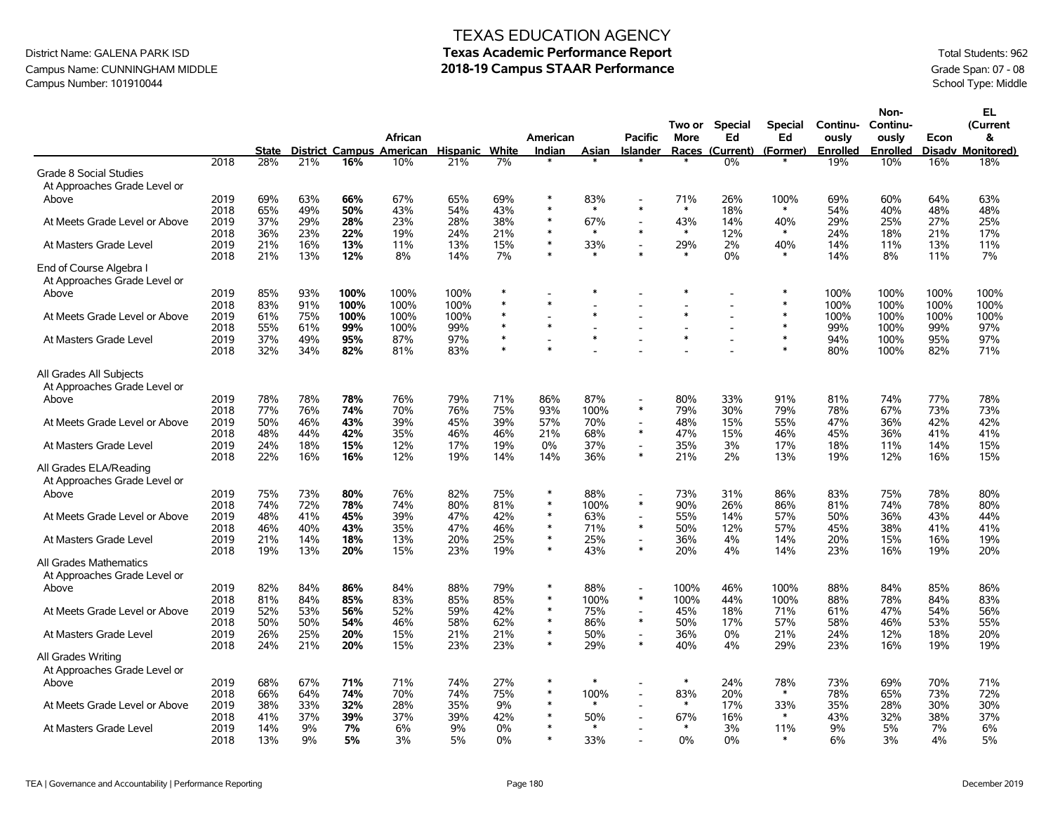# TEXAS EDUCATION AGENCY
## Texas Academic Performance Report
## 2018-19 Campus STAAR Performance

District Name: GALENA PARK ISD
Campus Name: CUNNINGHAM MIDDLE
Campus Number: 101910044

Total Students: 962
Grade Span: 07 - 08
School Type: Middle

| | | State | District | Campus | African American | Hispanic | White | American Indian | Asian | Pacific Islander | Two or More Races | Special Ed (Current) | Special Ed (Former) | Continuously Enrolled | Non-Continuously Enrolled | Econ Disadv | EL (Current & Monitored) |
|---|---|---|---|---|---|---|---|---|---|---|---|---|---|---|---|---|---|
| | 2018 | 28% | 21% | **16%** | 10% | 21% | 7% | * | * | * | * | 0% | * | 19% | 10% | 16% | 18% |
| **Grade 8 Social Studies** | | | | | | | | | | | | | | | | | |
| At Approaches Grade Level or Above | 2019 | 69% | 63% | **66%** | 67% | 65% | 69% | * | 83% | - | 71% | 26% | 100% | 69% | 60% | 64% | 63% |
| | 2018 | 65% | 49% | **50%** | 43% | 54% | 43% | * | * | * | * | 18% | * | 54% | 40% | 48% | 48% |
| At Meets Grade Level or Above | 2019 | 37% | 29% | **28%** | 23% | 28% | 38% | * | 67% | - | 43% | 14% | 40% | 29% | 25% | 27% | 25% |
| | 2018 | 36% | 23% | **22%** | 19% | 24% | 21% | * | * | * | * | 12% | * | 24% | 18% | 21% | 17% |
| At Masters Grade Level | 2019 | 21% | 16% | **13%** | 11% | 13% | 15% | * | 33% | - | 29% | 2% | 40% | 14% | 11% | 13% | 11% |
| | 2018 | 21% | 13% | **12%** | 8% | 14% | 7% | * | * | * | * | 0% | * | 14% | 8% | 11% | 7% |
| **End of Course Algebra I** | | | | | | | | | | | | | | | | | |
| At Approaches Grade Level or Above | 2019 | 85% | 93% | **100%** | 100% | 100% | * | - | * | - | * | - | * | 100% | 100% | 100% | 100% |
| | 2018 | 83% | 91% | **100%** | 100% | 100% | * | * | - | - | - | - | * | 100% | 100% | 100% | 100% |
| At Meets Grade Level or Above | 2019 | 61% | 75% | **100%** | 100% | 100% | * | - | * | - | * | - | * | 100% | 100% | 100% | 100% |
| | 2018 | 55% | 61% | **99%** | 100% | 99% | * | * | - | - | - | - | * | 99% | 100% | 99% | 97% |
| At Masters Grade Level | 2019 | 37% | 49% | **95%** | 87% | 97% | * | - | * | - | * | - | * | 94% | 100% | 95% | 97% |
| | 2018 | 32% | 34% | **82%** | 81% | 83% | * | * | - | - | - | - | * | 80% | 100% | 82% | 71% |
| **All Grades All Subjects** | | | | | | | | | | | | | | | | | |
| At Approaches Grade Level or Above | 2019 | 78% | 78% | **78%** | 76% | 79% | 71% | 86% | 87% | - | 80% | 33% | 91% | 81% | 74% | 77% | 78% |
| | 2018 | 77% | 76% | **74%** | 70% | 76% | 75% | 93% | 100% | * | 79% | 30% | 79% | 78% | 67% | 73% | 73% |
| At Meets Grade Level or Above | 2019 | 50% | 46% | **43%** | 39% | 45% | 39% | 57% | 70% | - | 48% | 15% | 55% | 47% | 36% | 42% | 42% |
| | 2018 | 48% | 44% | **42%** | 35% | 46% | 46% | 21% | 68% | * | 47% | 15% | 46% | 45% | 36% | 41% | 41% |
| At Masters Grade Level | 2019 | 24% | 18% | **15%** | 12% | 17% | 19% | 0% | 37% | - | 35% | 3% | 17% | 18% | 11% | 14% | 15% |
| | 2018 | 22% | 16% | **16%** | 12% | 19% | 14% | 14% | 36% | * | 21% | 2% | 13% | 19% | 12% | 16% | 15% |
| **All Grades ELA/Reading** | | | | | | | | | | | | | | | | | |
| At Approaches Grade Level or Above | 2019 | 75% | 73% | **80%** | 76% | 82% | 75% | * | 88% | - | 73% | 31% | 86% | 83% | 75% | 78% | 80% |
| | 2018 | 74% | 72% | **78%** | 74% | 80% | 81% | * | 100% | * | 90% | 26% | 86% | 81% | 74% | 78% | 80% |
| At Meets Grade Level or Above | 2019 | 48% | 41% | **45%** | 39% | 47% | 42% | * | 63% | - | 55% | 14% | 57% | 50% | 36% | 43% | 44% |
| | 2018 | 46% | 40% | **43%** | 35% | 47% | 46% | * | 71% | * | 50% | 12% | 57% | 45% | 38% | 41% | 41% |
| At Masters Grade Level | 2019 | 21% | 14% | **18%** | 13% | 20% | 25% | * | 25% | - | 36% | 4% | 14% | 20% | 15% | 16% | 19% |
| | 2018 | 19% | 13% | **20%** | 15% | 23% | 19% | * | 43% | * | 20% | 4% | 14% | 23% | 16% | 19% | 20% |
| **All Grades Mathematics** | | | | | | | | | | | | | | | | | |
| At Approaches Grade Level or Above | 2019 | 82% | 84% | **86%** | 84% | 88% | 79% | * | 88% | - | 100% | 46% | 100% | 88% | 84% | 85% | 86% |
| | 2018 | 81% | 84% | **85%** | 83% | 85% | 85% | * | 100% | * | 100% | 44% | 100% | 88% | 78% | 84% | 83% |
| At Meets Grade Level or Above | 2019 | 52% | 53% | **56%** | 52% | 59% | 42% | * | 75% | - | 45% | 18% | 71% | 61% | 47% | 54% | 56% |
| | 2018 | 50% | 50% | **54%** | 46% | 58% | 62% | * | 86% | * | 50% | 17% | 57% | 58% | 46% | 53% | 55% |
| At Masters Grade Level | 2019 | 26% | 25% | **20%** | 15% | 21% | 21% | * | 50% | - | 36% | 0% | 21% | 24% | 12% | 18% | 20% |
| | 2018 | 24% | 21% | **20%** | 15% | 23% | 23% | * | 29% | * | 40% | 4% | 29% | 23% | 16% | 19% | 19% |
| **All Grades Writing** | | | | | | | | | | | | | | | | | |
| At Approaches Grade Level or Above | 2019 | 68% | 67% | **71%** | 71% | 74% | 27% | * | * | - | * | 24% | 78% | 73% | 69% | 70% | 71% |
| | 2018 | 66% | 64% | **74%** | 70% | 74% | 75% | * | 100% | - | 83% | 20% | * | 78% | 65% | 73% | 72% |
| At Meets Grade Level or Above | 2019 | 38% | 33% | **32%** | 28% | 35% | 9% | * | * | - | * | 17% | 33% | 35% | 28% | 30% | 30% |
| | 2018 | 41% | 37% | **39%** | 37% | 39% | 42% | * | 50% | - | 67% | 16% | * | 43% | 32% | 38% | 37% |
| At Masters Grade Level | 2019 | 14% | 9% | **7%** | 6% | 9% | 0% | * | * | - | * | 3% | 11% | 9% | 5% | 7% | 6% |
| | 2018 | 13% | 9% | **5%** | 3% | 5% | 0% | * | 33% | - | 0% | 0% | * | 6% | 3% | 4% | 5% |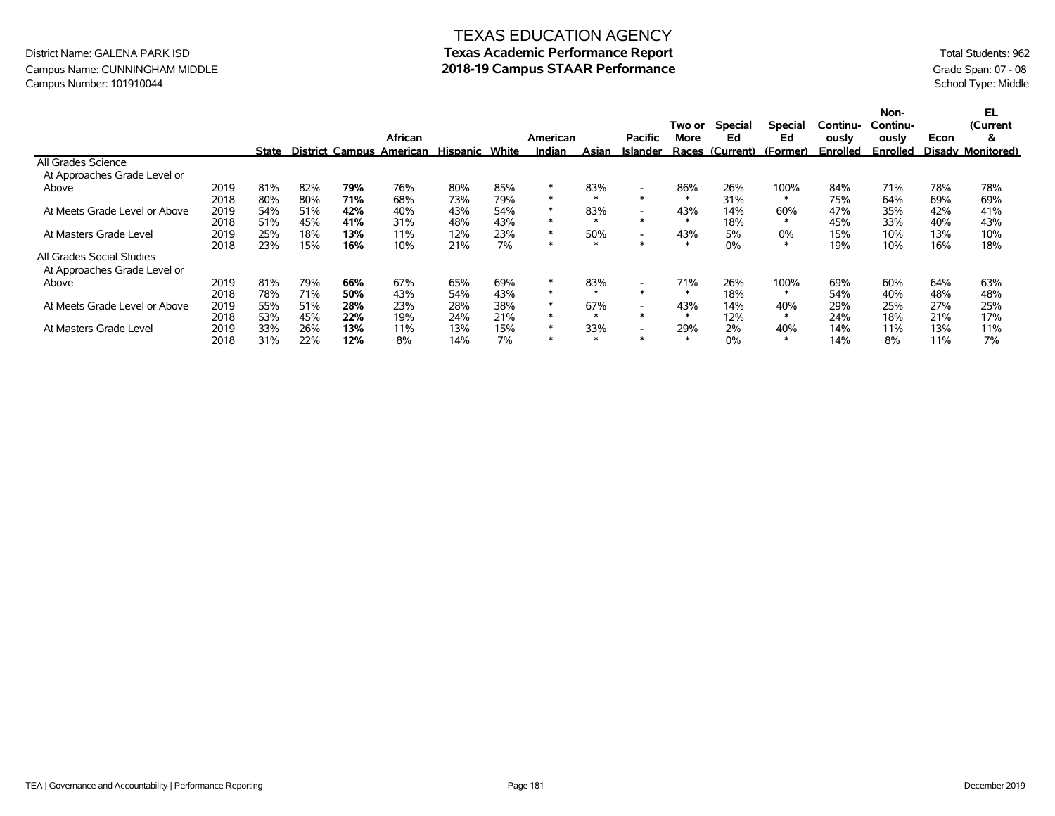# TEXAS EDUCATION AGENCY
## Texas Academic Performance Report
## 2018-19 Campus STAAR Performance

District Name: GALENA PARK ISD
Campus Name: CUNNINGHAM MIDDLE
Campus Number: 101910044

Total Students: 962
Grade Span: 07 - 08
School Type: Middle

| | | State | District | Campus | African American | Hispanic | White | American Indian | Asian | Pacific Islander | Two or More Races | Special Ed (Current) | Special Ed (Former) | Continuously Enrolled | Non-Continuously Enrolled | Econ Disadv | EL (Current & Monitored) |
|---|---|---|---|---|---|---|---|---|---|---|---|---|---|---|---|---|---|
| **All Grades Science** | | | | | | | | | | | | | | | | | |
| At Approaches Grade Level or Above | 2019 | 81% | 82% | **79%** | 76% | 80% | 85% | * | 83% | - | 86% | 26% | 100% | 84% | 71% | 78% | 78% |
| | 2018 | 80% | 80% | **71%** | 68% | 73% | 79% | * | * | * | * | 31% | * | 75% | 64% | 69% | 69% |
| At Meets Grade Level or Above | 2019 | 54% | 51% | **42%** | 40% | 43% | 54% | * | 83% | - | 43% | 14% | 60% | 47% | 35% | 42% | 41% |
| | 2018 | 51% | 45% | **41%** | 31% | 48% | 43% | * | * | * | * | 18% | * | 45% | 33% | 40% | 43% |
| At Masters Grade Level | 2019 | 25% | 18% | **13%** | 11% | 12% | 23% | * | 50% | - | 43% | 5% | 0% | 15% | 10% | 13% | 10% |
| | 2018 | 23% | 15% | **16%** | 10% | 21% | 7% | * | * | * | * | 0% | * | 19% | 10% | 16% | 18% |
| **All Grades Social Studies** | | | | | | | | | | | | | | | | | |
| At Approaches Grade Level or Above | 2019 | 81% | 79% | **66%** | 67% | 65% | 69% | * | 83% | - | 71% | 26% | 100% | 69% | 60% | 64% | 63% |
| | 2018 | 78% | 71% | **50%** | 43% | 54% | 43% | * | * | * | * | 18% | * | 54% | 40% | 48% | 48% |
| At Meets Grade Level or Above | 2019 | 55% | 51% | **28%** | 23% | 28% | 38% | * | 67% | - | 43% | 14% | 40% | 29% | 25% | 27% | 25% |
| | 2018 | 53% | 45% | **22%** | 19% | 24% | 21% | * | * | * | * | 12% | * | 24% | 18% | 21% | 17% |
| At Masters Grade Level | 2019 | 33% | 26% | **13%** | 11% | 13% | 15% | * | 33% | - | 29% | 2% | 40% | 14% | 11% | 13% | 11% |
| | 2018 | 31% | 22% | **12%** | 8% | 14% | 7% | * | * | * | * | 0% | * | 14% | 8% | 11% | 7% |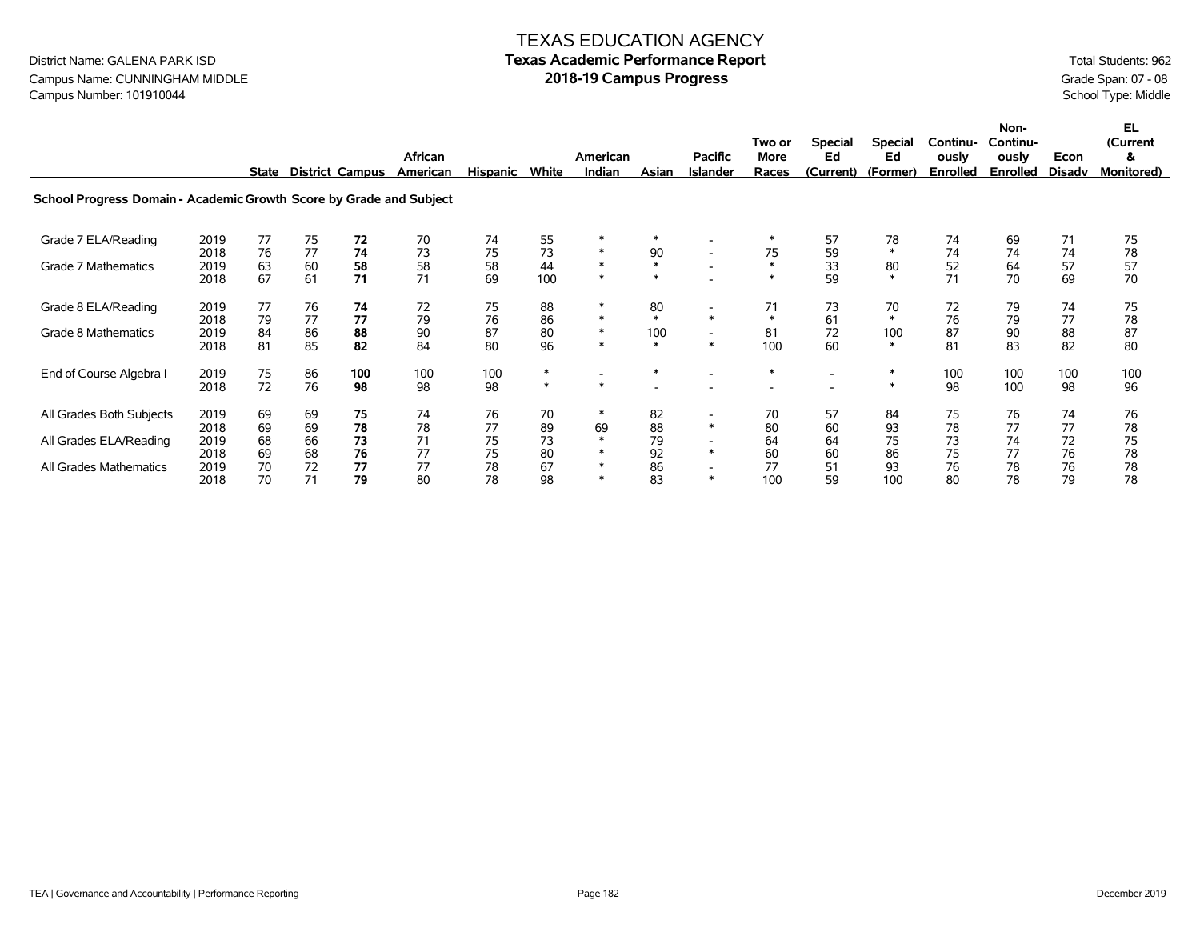# TEXAS EDUCATION AGENCY
## Texas Academic Performance Report
## 2018-19 Campus Progress

District Name: GALENA PARK ISD
Campus Name: CUNNINGHAM MIDDLE
Campus Number: 101910044

Total Students: 962
Grade Span: 07 - 08
School Type: Middle

| | | State | District | Campus | African American | Hispanic | White | American Indian | Asian | Pacific Islander | Two or More Races | Special Ed (Current) | Special Ed (Former) | Continuously Enrolled | Non-Continuously Enrolled | Econ Disadv | EL (Current & Monitored) |
|---|---|---|---|---|---|---|---|---|---|---|---|---|---|---|---|---|---|
| **School Progress Domain - Academic Growth Score by Grade and Subject** | | | | | | | | | | | | | | | | | |
| Grade 7 ELA/Reading | 2019 | 77 | 75 | **72** | 70 | 74 | 55 | * | * | - | * | 57 | 78 | 74 | 69 | 71 | 75 |
| | 2018 | 76 | 77 | **74** | 73 | 75 | 73 | * | 90 | - | 75 | 59 | * | 74 | 74 | 74 | 78 |
| Grade 7 Mathematics | 2019 | 63 | 60 | **58** | 58 | 58 | 44 | * | * | - | * | 33 | 80 | 52 | 64 | 57 | 57 |
| | 2018 | 67 | 61 | **71** | 71 | 69 | 100 | * | * | - | * | 59 | * | 71 | 70 | 69 | 70 |
| Grade 8 ELA/Reading | 2019 | 77 | 76 | **74** | 72 | 75 | 88 | * | 80 | - | 71 | 73 | 70 | 72 | 79 | 74 | 75 |
| | 2018 | 79 | 77 | **77** | 79 | 76 | 86 | * | * | * | * | 61 | * | 76 | 79 | 77 | 78 |
| Grade 8 Mathematics | 2019 | 84 | 86 | **88** | 90 | 87 | 80 | * | 100 | - | 81 | 72 | 100 | 87 | 90 | 88 | 87 |
| | 2018 | 81 | 85 | **82** | 84 | 80 | 96 | * | * | * | 100 | 60 | * | 81 | 83 | 82 | 80 |
| End of Course Algebra I | 2019 | 75 | 86 | **100** | 100 | 100 | * | - | * | - | * | - | * | 100 | 100 | 100 | 100 |
| | 2018 | 72 | 76 | **98** | 98 | 98 | * | * | - | - | - | - | * | 98 | 100 | 98 | 96 |
| All Grades Both Subjects | 2019 | 69 | 69 | **75** | 74 | 76 | 70 | * | 82 | - | 70 | 57 | 84 | 75 | 76 | 74 | 76 |
| | 2018 | 69 | 69 | **78** | 78 | 77 | 89 | 69 | 88 | * | 80 | 60 | 93 | 78 | 77 | 77 | 78 |
| All Grades ELA/Reading | 2019 | 68 | 66 | **73** | 71 | 75 | 73 | * | 79 | - | 64 | 64 | 75 | 73 | 74 | 72 | 75 |
| | 2018 | 69 | 68 | **76** | 77 | 75 | 80 | * | 92 | * | 60 | 60 | 86 | 75 | 77 | 76 | 78 |
| All Grades Mathematics | 2019 | 70 | 72 | **77** | 77 | 78 | 67 | * | 86 | - | 77 | 51 | 93 | 76 | 78 | 76 | 78 |
| | 2018 | 70 | 71 | **79** | 80 | 78 | 98 | * | 83 | * | 100 | 59 | 100 | 80 | 78 | 79 | 78 |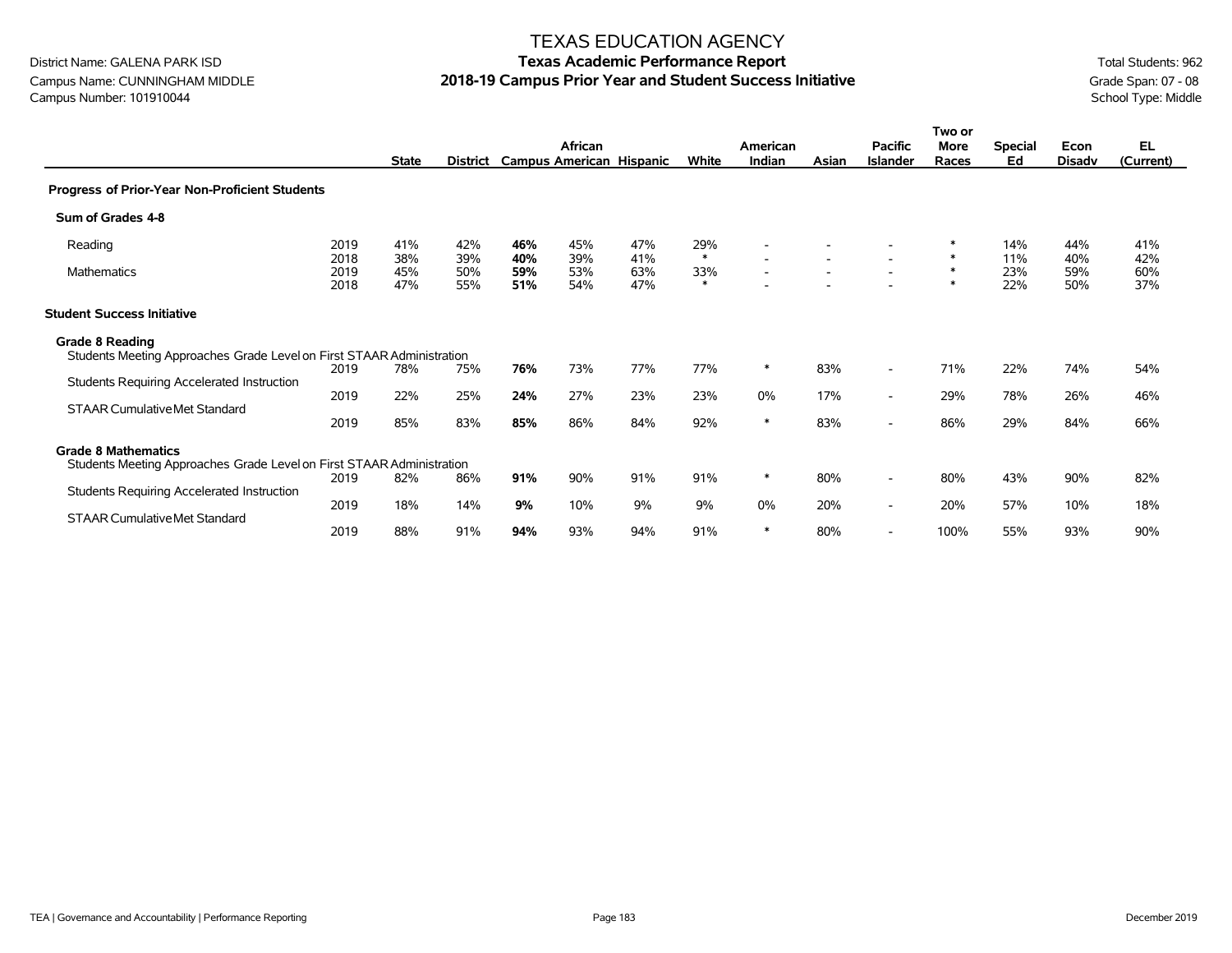TEXAS EDUCATION AGENCY

District Name: GALENA PARK ISD
Campus Name: CUNNINGHAM MIDDLE
Campus Number: 101910044

# Texas Academic Performance Report
## 2018-19 Campus Prior Year and Student Success Initiative

Total Students: 962
Grade Span: 07 - 08
School Type: Middle

| | | State | District | Campus | African American | Hispanic | White | American Indian | Asian | Pacific Islander | Two or More Races | Special Ed | Econ Disadv | EL (Current) |
|---|---|---|---|---|---|---|---|---|---|---|---|---|---|---|
| **Progress of Prior-Year Non-Proficient Students** | | | | | | | | | | | | | | |
| **Sum of Grades 4-8** | | | | | | | | | | | | | | |
| Reading | 2019 | 41% | 42% | **46%** | 45% | 47% | 29% | - | - | - | * | 14% | 44% | 41% |
| | 2018 | 38% | 39% | **40%** | 39% | 41% | * | - | - | - | * | 11% | 40% | 42% |
| Mathematics | 2019 | 45% | 50% | **59%** | 53% | 63% | 33% | - | - | - | * | 23% | 59% | 60% |
| | 2018 | 47% | 55% | **51%** | 54% | 47% | * | - | - | - | * | 22% | 50% | 37% |
| **Student Success Initiative** | | | | | | | | | | | | | | |
| **Grade 8 Reading** | | | | | | | | | | | | | | |
| Students Meeting Approaches Grade Level on First STAAR Administration | 2019 | 78% | 75% | **76%** | 73% | 77% | 77% | * | 83% | - | 71% | 22% | 74% | 54% |
| Students Requiring Accelerated Instruction | 2019 | 22% | 25% | **24%** | 27% | 23% | 23% | 0% | 17% | - | 29% | 78% | 26% | 46% |
| STAAR Cumulative Met Standard | 2019 | 85% | 83% | **85%** | 86% | 84% | 92% | * | 83% | - | 86% | 29% | 84% | 66% |
| **Grade 8 Mathematics** | | | | | | | | | | | | | | |
| Students Meeting Approaches Grade Level on First STAAR Administration | 2019 | 82% | 86% | **91%** | 90% | 91% | 91% | * | 80% | - | 80% | 43% | 90% | 82% |
| Students Requiring Accelerated Instruction | 2019 | 18% | 14% | **9%** | 10% | 9% | 9% | 0% | 20% | - | 20% | 57% | 10% | 18% |
| STAAR Cumulative Met Standard | 2019 | 88% | 91% | **94%** | 93% | 94% | 91% | * | 80% | - | 100% | 55% | 93% | 90% |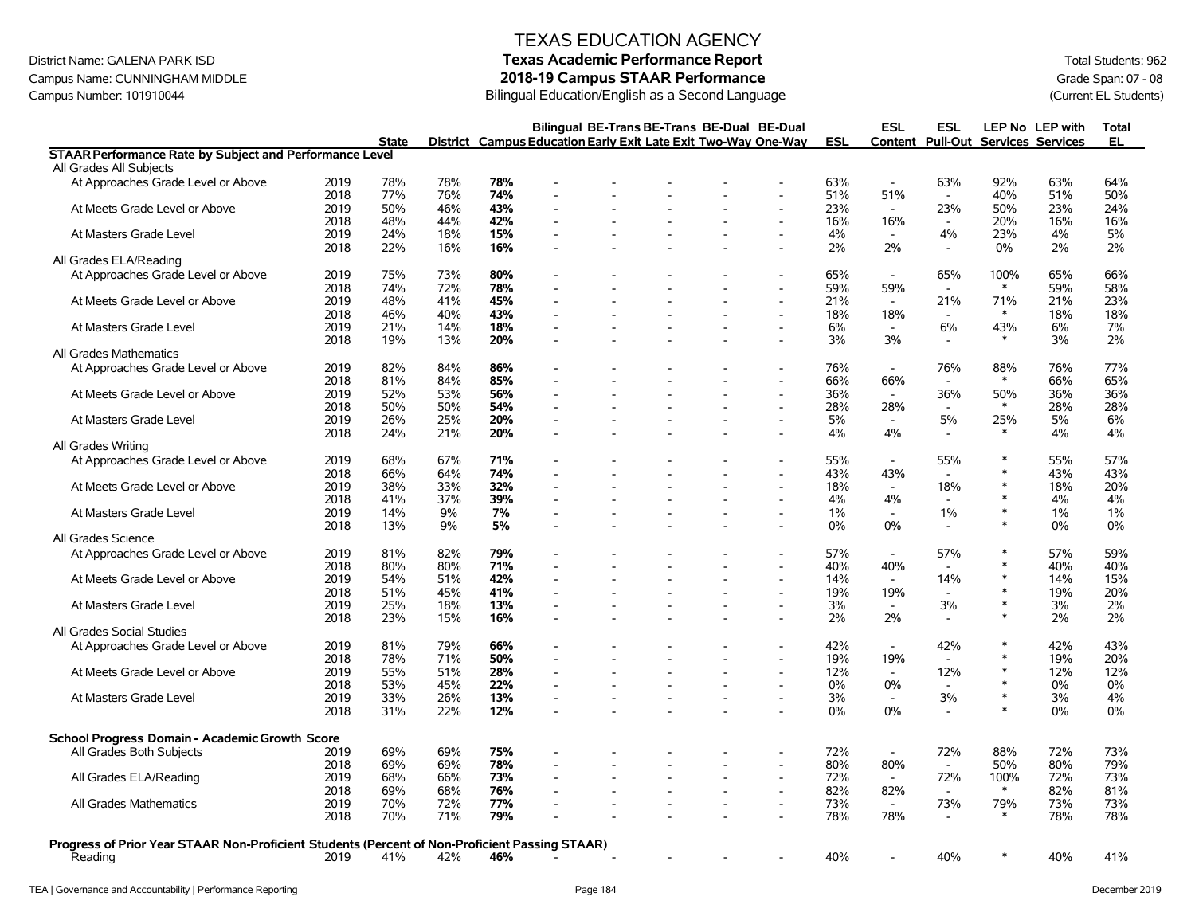# TEXAS EDUCATION AGENCY

## Texas Academic Performance Report

## 2018-19 Campus STAAR Performance

Bilingual Education/English as a Second Language

District Name: GALENA PARK ISD
Campus Name: CUNNINGHAM MIDDLE
Campus Number: 101910044

Total Students: 962
Grade Span: 07 - 08
(Current EL Students)

| | | State | District | Campus | Bilingual Education | BE-Trans Early Exit | BE-Trans Late Exit | BE-Dual Two-Way | BE-Dual One-Way | ESL | ESL Content | ESL Pull-Out | LEP No Services | LEP with Services | Total EL |
|---|---|---|---|---|---|---|---|---|---|---|---|---|---|---|---|
| **STAAR Performance Rate by Subject and Performance Level** | | | | | | | | | | | | | | | |
| All Grades All Subjects | | | | | | | | | | | | | | | |
| At Approaches Grade Level or Above | 2019 | 78% | 78% | **78%** | - | - | - | - | - | 63% | - | 63% | 92% | 63% | 64% |
| | 2018 | 77% | 76% | **74%** | - | - | - | - | - | 51% | 51% | - | 40% | 51% | 50% |
| At Meets Grade Level or Above | 2019 | 50% | 46% | **43%** | - | - | - | - | - | 23% | - | 23% | 50% | 23% | 24% |
| | 2018 | 48% | 44% | **42%** | - | - | - | - | - | 16% | 16% | - | 20% | 16% | 16% |
| At Masters Grade Level | 2019 | 24% | 18% | **15%** | - | - | - | - | - | 4% | - | 4% | 23% | 4% | 5% |
| | 2018 | 22% | 16% | **16%** | - | - | - | - | - | 2% | 2% | - | 0% | 2% | 2% |
| All Grades ELA/Reading | | | | | | | | | | | | | | | |
| At Approaches Grade Level or Above | 2019 | 75% | 73% | **80%** | - | - | - | - | - | 65% | - | 65% | 100% | 65% | 66% |
| | 2018 | 74% | 72% | **78%** | - | - | - | - | - | 59% | 59% | - | * | 59% | 58% |
| At Meets Grade Level or Above | 2019 | 48% | 41% | **45%** | - | - | - | - | - | 21% | - | 21% | 71% | 21% | 23% |
| | 2018 | 46% | 40% | **43%** | - | - | - | - | - | 18% | 18% | - | * | 18% | 18% |
| At Masters Grade Level | 2019 | 21% | 14% | **18%** | - | - | - | - | - | 6% | - | 6% | 43% | 6% | 7% |
| | 2018 | 19% | 13% | **20%** | - | - | - | - | - | 3% | 3% | - | * | 3% | 2% |
| All Grades Mathematics | | | | | | | | | | | | | | | |
| At Approaches Grade Level or Above | 2019 | 82% | 84% | **86%** | - | - | - | - | - | 76% | - | 76% | 88% | 76% | 77% |
| | 2018 | 81% | 84% | **85%** | - | - | - | - | - | 66% | 66% | - | * | 66% | 65% |
| At Meets Grade Level or Above | 2019 | 52% | 53% | **56%** | - | - | - | - | - | 36% | - | 36% | 50% | 36% | 36% |
| | 2018 | 50% | 50% | **54%** | - | - | - | - | - | 28% | 28% | - | * | 28% | 28% |
| At Masters Grade Level | 2019 | 26% | 25% | **20%** | - | - | - | - | - | 5% | - | 5% | 25% | 5% | 6% |
| | 2018 | 24% | 21% | **20%** | - | - | - | - | - | 4% | 4% | - | * | 4% | 4% |
| All Grades Writing | | | | | | | | | | | | | | | |
| At Approaches Grade Level or Above | 2019 | 68% | 67% | **71%** | - | - | - | - | - | 55% | - | 55% | * | 55% | 57% |
| | 2018 | 66% | 64% | **74%** | - | - | - | - | - | 43% | 43% | - | * | 43% | 43% |
| At Meets Grade Level or Above | 2019 | 38% | 33% | **32%** | - | - | - | - | - | 18% | - | 18% | * | 18% | 20% |
| | 2018 | 41% | 37% | **39%** | - | - | - | - | - | 4% | 4% | - | * | 4% | 4% |
| At Masters Grade Level | 2019 | 14% | 9% | **7%** | - | - | - | - | - | 1% | - | 1% | * | 1% | 1% |
| | 2018 | 13% | 9% | **5%** | - | - | - | - | - | 0% | 0% | - | * | 0% | 0% |
| All Grades Science | | | | | | | | | | | | | | | |
| At Approaches Grade Level or Above | 2019 | 81% | 82% | **79%** | - | - | - | - | - | 57% | - | 57% | * | 57% | 59% |
| | 2018 | 80% | 80% | **71%** | - | - | - | - | - | 40% | 40% | - | * | 40% | 40% |
| At Meets Grade Level or Above | 2019 | 54% | 51% | **42%** | - | - | - | - | - | 14% | - | 14% | * | 14% | 15% |
| | 2018 | 51% | 45% | **41%** | - | - | - | - | - | 19% | 19% | - | * | 19% | 20% |
| At Masters Grade Level | 2019 | 25% | 18% | **13%** | - | - | - | - | - | 3% | - | 3% | * | 3% | 2% |
| | 2018 | 23% | 15% | **16%** | - | - | - | - | - | 2% | 2% | - | * | 2% | 2% |
| All Grades Social Studies | | | | | | | | | | | | | | | |
| At Approaches Grade Level or Above | 2019 | 81% | 79% | **66%** | - | - | - | - | - | 42% | - | 42% | * | 42% | 43% |
| | 2018 | 78% | 71% | **50%** | - | - | - | - | - | 19% | 19% | - | * | 19% | 20% |
| At Meets Grade Level or Above | 2019 | 55% | 51% | **28%** | - | - | - | - | - | 12% | - | 12% | * | 12% | 12% |
| | 2018 | 53% | 45% | **22%** | - | - | - | - | - | 0% | 0% | - | * | 0% | 0% |
| At Masters Grade Level | 2019 | 33% | 26% | **13%** | - | - | - | - | - | 3% | - | 3% | * | 3% | 4% |
| | 2018 | 31% | 22% | **12%** | - | - | - | - | - | 0% | 0% | - | * | 0% | 0% |
| **School Progress Domain - Academic Growth Score** | | | | | | | | | | | | | | | |
| All Grades Both Subjects | 2019 | 69% | 69% | **75%** | - | - | - | - | - | 72% | - | 72% | 88% | 72% | 73% |
| | 2018 | 69% | 69% | **78%** | - | - | - | - | - | 80% | 80% | - | 50% | 80% | 79% |
| All Grades ELA/Reading | 2019 | 68% | 66% | **73%** | - | - | - | - | - | 72% | - | 72% | 100% | 72% | 73% |
| | 2018 | 69% | 68% | **76%** | - | - | - | - | - | 82% | 82% | - | * | 82% | 81% |
| All Grades Mathematics | 2019 | 70% | 72% | **77%** | - | - | - | - | - | 73% | - | 73% | 79% | 73% | 73% |
| | 2018 | 70% | 71% | **79%** | - | - | - | - | - | 78% | 78% | - | * | 78% | 78% |
| **Progress of Prior Year STAAR Non-Proficient Students (Percent of Non-Proficient Passing STAAR)** | | | | | | | | | | | | | | | |
| Reading | 2019 | 41% | 42% | **46%** | - | - | - | - | - | 40% | - | 40% | * | 40% | 41% |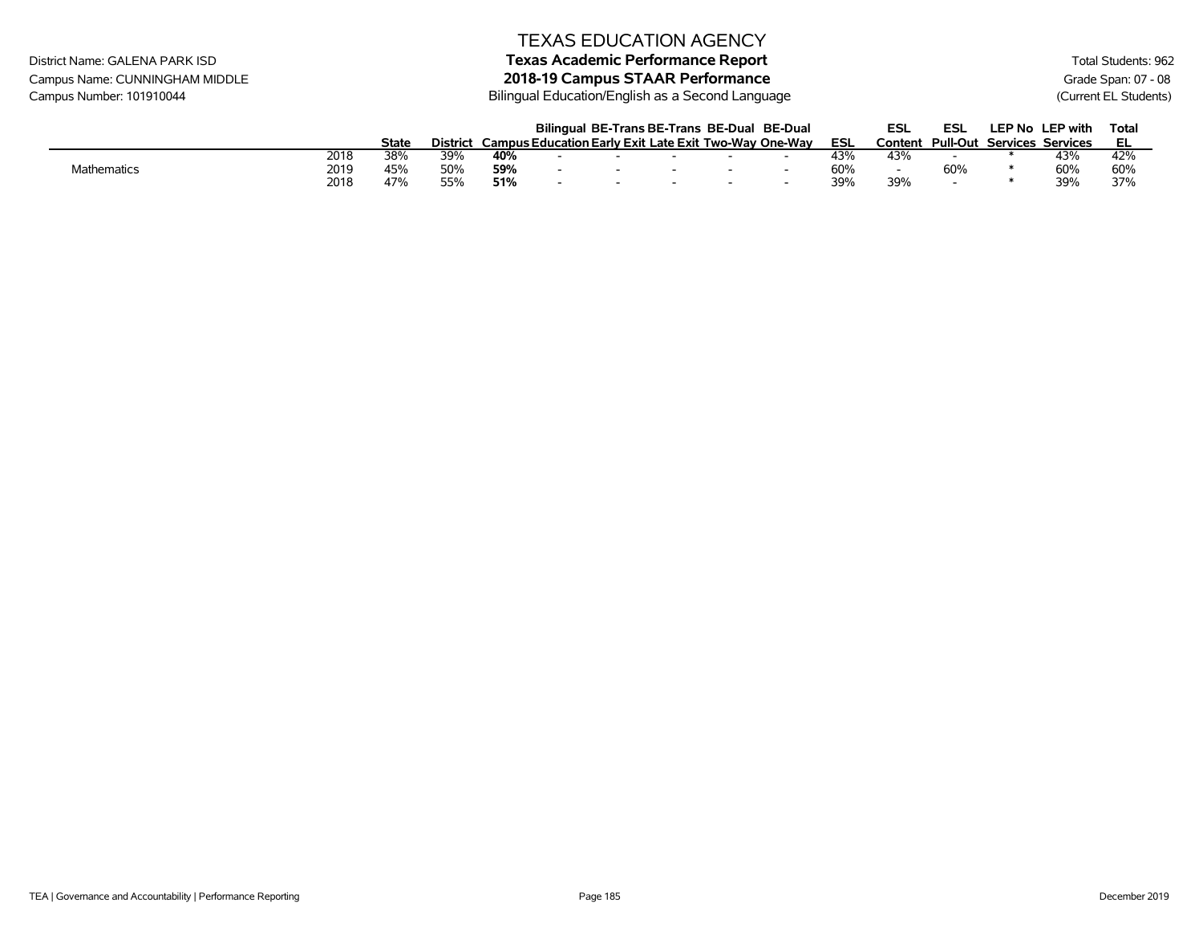TEXAS EDUCATION AGENCY

District Name: GALENA PARK ISD

Campus Name: CUNNINGHAM MIDDLE

Campus Number: 101910044

**Texas Academic Performance Report**

**2018-19 Campus STAAR Performance**

Bilingual Education/English as a Second Language

Total Students: 962

Grade Span: 07 - 08

(Current EL Students)

| | | State | District | Campus | Bilingual Education | BE-Trans Early Exit | BE-Trans Late Exit | BE-Dual Two-Way | BE-Dual One-Way | ESL | ESL Content | ESL Pull-Out | LEP No Services | LEP with Services | Total EL |
|---|---|---|---|---|---|---|---|---|---|---|---|---|---|---|---|
| | 2018 | 38% | 39% | **40%** | - | - | - | - | - | 43% | 43% | - | * | 43% | 42% |
| Mathematics | 2019 | 45% | 50% | **59%** | - | - | - | - | - | 60% | - | 60% | * | 60% | 60% |
| | 2018 | 47% | 55% | **51%** | - | - | - | - | - | 39% | 39% | - | * | 39% | 37% |

TEA | Governance and Accountability | Performance Reporting

December 2019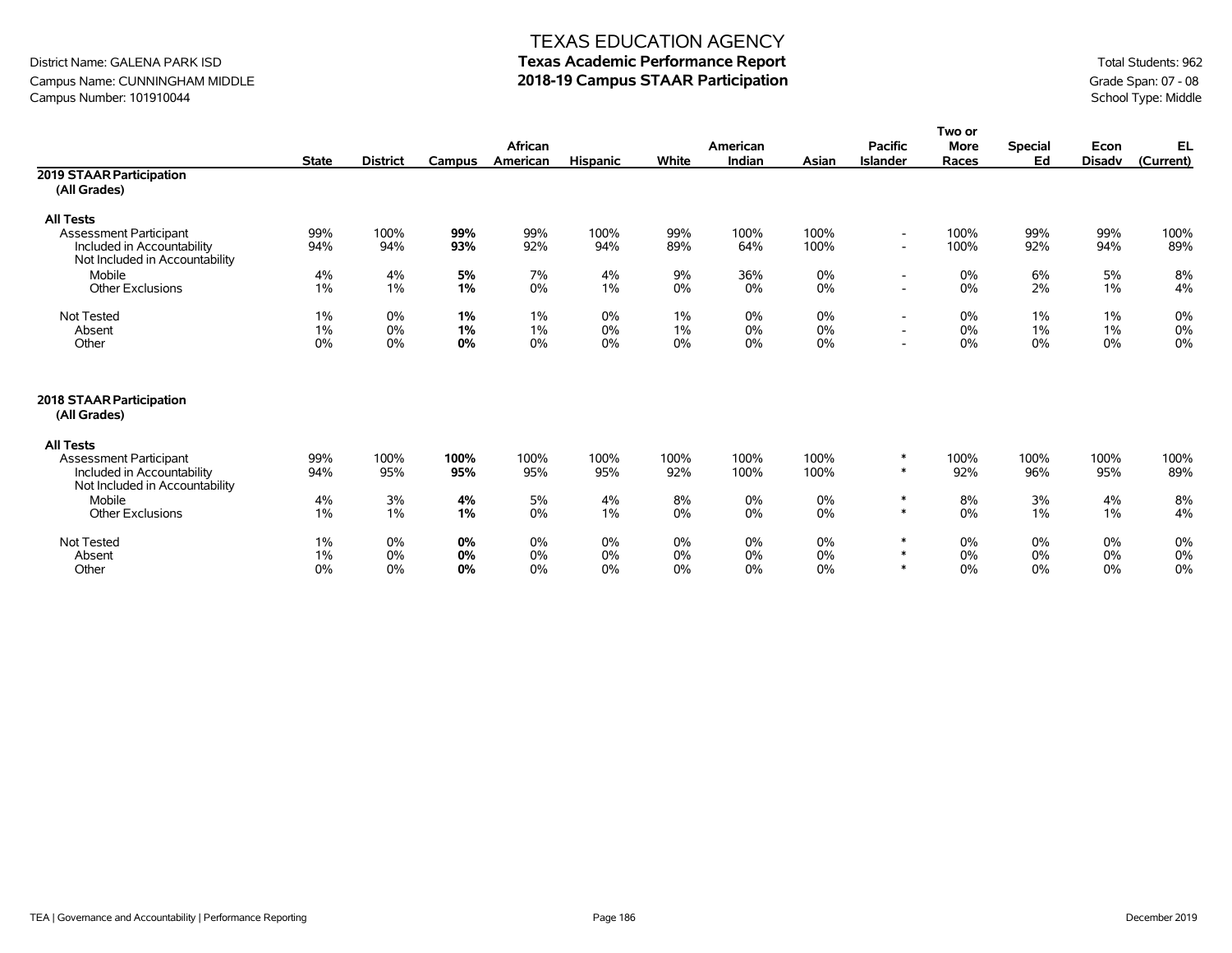TEXAS EDUCATION AGENCY
**Texas Academic Performance Report**
**2018-19 Campus STAAR Participation**

District Name: GALENA PARK ISD
Campus Name: CUNNINGHAM MIDDLE
Campus Number: 101910044

Total Students: 962
Grade Span: 07 - 08
School Type: Middle

| | State | District | Campus | African American | Hispanic | White | American Indian | Asian | Pacific Islander | Two or More Races | Special Ed | Econ Disadv | EL (Current) |
|---|---|---|---|---|---|---|---|---|---|---|---|---|---|
| **2019 STAAR Participation (All Grades)** | | | | | | | | | | | | | |
| **All Tests** | | | | | | | | | | | | | |
| Assessment Participant | 99% | 100% | **99%** | 99% | 100% | 99% | 100% | 100% | - | 100% | 99% | 99% | 100% |
| Included in Accountability | 94% | 94% | **93%** | 92% | 94% | 89% | 64% | 100% | - | 100% | 92% | 94% | 89% |
| Not Included in Accountability | | | | | | | | | | | | | |
| Mobile | 4% | 4% | **5%** | 7% | 4% | 9% | 36% | 0% | - | 0% | 6% | 5% | 8% |
| Other Exclusions | 1% | 1% | **1%** | 0% | 1% | 0% | 0% | 0% | - | 0% | 2% | 1% | 4% |
| Not Tested | 1% | 0% | **1%** | 1% | 0% | 1% | 0% | 0% | - | 0% | 1% | 1% | 0% |
| Absent | 1% | 0% | **1%** | 1% | 0% | 1% | 0% | 0% | - | 0% | 1% | 1% | 0% |
| Other | 0% | 0% | **0%** | 0% | 0% | 0% | 0% | 0% | - | 0% | 0% | 0% | 0% |
| **2018 STAAR Participation (All Grades)** | | | | | | | | | | | | | |
| **All Tests** | | | | | | | | | | | | | |
| Assessment Participant | 99% | 100% | **100%** | 100% | 100% | 100% | 100% | 100% | * | 100% | 100% | 100% | 100% |
| Included in Accountability | 94% | 95% | **95%** | 95% | 95% | 92% | 100% | 100% | * | 92% | 96% | 95% | 89% |
| Not Included in Accountability | | | | | | | | | | | | | |
| Mobile | 4% | 3% | **4%** | 5% | 4% | 8% | 0% | 0% | * | 8% | 3% | 4% | 8% |
| Other Exclusions | 1% | 1% | **1%** | 0% | 1% | 0% | 0% | 0% | * | 0% | 1% | 1% | 4% |
| Not Tested | 1% | 0% | **0%** | 0% | 0% | 0% | 0% | 0% | * | 0% | 0% | 0% | 0% |
| Absent | 1% | 0% | **0%** | 0% | 0% | 0% | 0% | 0% | * | 0% | 0% | 0% | 0% |
| Other | 0% | 0% | **0%** | 0% | 0% | 0% | 0% | 0% | * | 0% | 0% | 0% | 0% |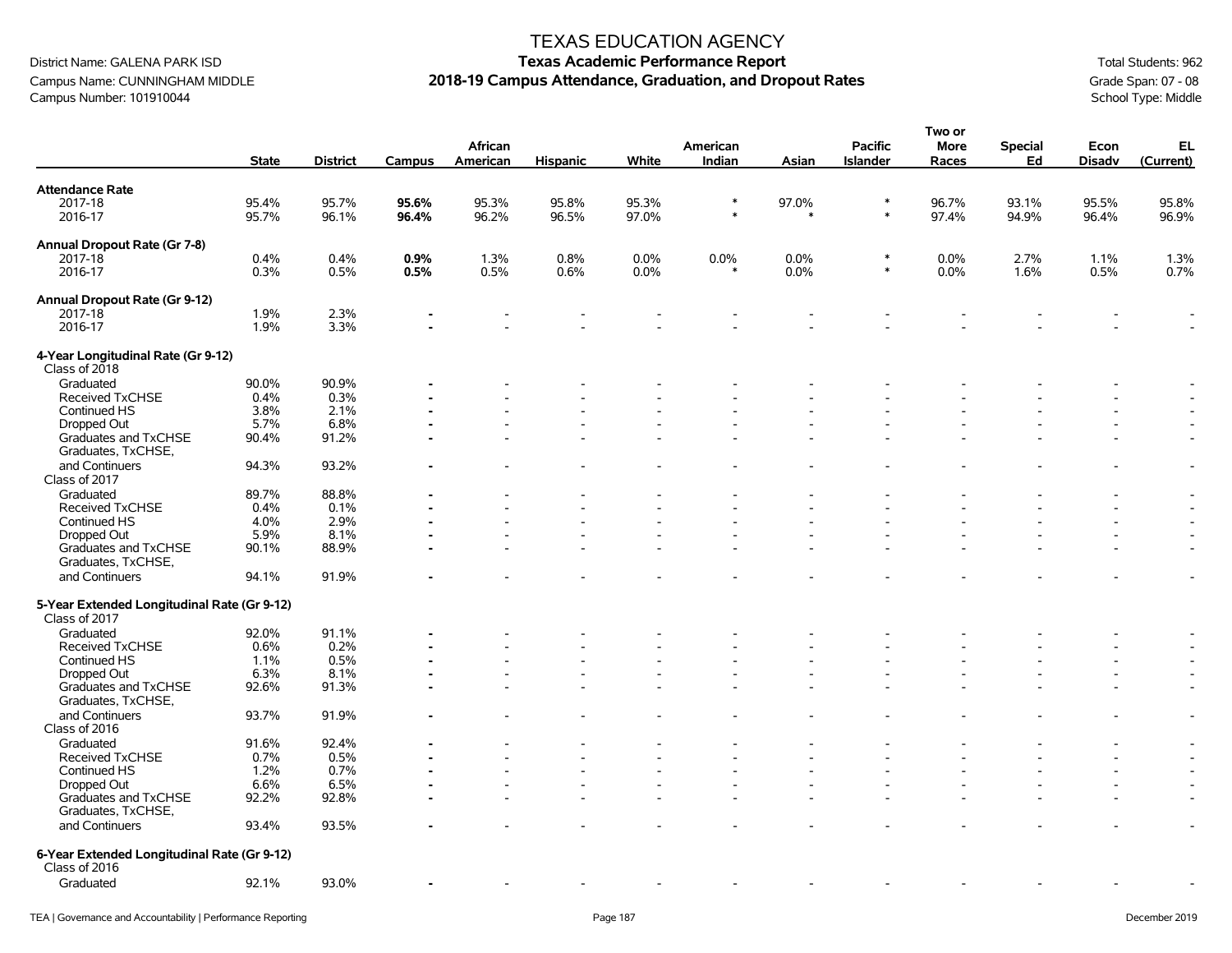# TEXAS EDUCATION AGENCY
## Texas Academic Performance Report
## 2018-19 Campus Attendance, Graduation, and Dropout Rates

District Name: GALENA PARK ISD
Campus Name: CUNNINGHAM MIDDLE
Campus Number: 101910044

Total Students: 962
Grade Span: 07 - 08
School Type: Middle

| | State | District | Campus | African American | Hispanic | White | American Indian | Asian | Pacific Islander | Two or More Races | Special Ed | Econ Disadv | EL (Current) |
|---|---|---|---|---|---|---|---|---|---|---|---|---|---|
| **Attendance Rate** | | | | | | | | | | | | | |
| 2017-18 | 95.4% | 95.7% | **95.6%** | 95.3% | 95.8% | 95.3% | * | 97.0% | * | 96.7% | 93.1% | 95.5% | 95.8% |
| 2016-17 | 95.7% | 96.1% | **96.4%** | 96.2% | 96.5% | 97.0% | * | * | * | 97.4% | 94.9% | 96.4% | 96.9% |
| **Annual Dropout Rate (Gr 7-8)** | | | | | | | | | | | | | |
| 2017-18 | 0.4% | 0.4% | **0.9%** | 1.3% | 0.8% | 0.0% | 0.0% | 0.0% | * | 0.0% | 2.7% | 1.1% | 1.3% |
| 2016-17 | 0.3% | 0.5% | **0.5%** | 0.5% | 0.6% | 0.0% | * | 0.0% | * | 0.0% | 1.6% | 0.5% | 0.7% |
| **Annual Dropout Rate (Gr 9-12)** | | | | | | | | | | | | | |
| 2017-18 | 1.9% | 2.3% | - | - | - | - | - | - | - | - | - | - | - |
| 2016-17 | 1.9% | 3.3% | - | - | - | - | - | - | - | - | - | - | - |
| **4-Year Longitudinal Rate (Gr 9-12)** | | | | | | | | | | | | | |
| Class of 2018 | | | | | | | | | | | | | |
| Graduated | 90.0% | 90.9% | - | - | - | - | - | - | - | - | - | - | - |
| Received TxCHSE | 0.4% | 0.3% | - | - | - | - | - | - | - | - | - | - | - |
| Continued HS | 3.8% | 2.1% | - | - | - | - | - | - | - | - | - | - | - |
| Dropped Out | 5.7% | 6.8% | - | - | - | - | - | - | - | - | - | - | - |
| Graduates and TxCHSE | 90.4% | 91.2% | - | - | - | - | - | - | - | - | - | - | - |
| Graduates, TxCHSE, and Continuers | 94.3% | 93.2% | - | - | - | - | - | - | - | - | - | - | - |
| Class of 2017 | | | | | | | | | | | | | |
| Graduated | 89.7% | 88.8% | - | - | - | - | - | - | - | - | - | - | - |
| Received TxCHSE | 0.4% | 0.1% | - | - | - | - | - | - | - | - | - | - | - |
| Continued HS | 4.0% | 2.9% | - | - | - | - | - | - | - | - | - | - | - |
| Dropped Out | 5.9% | 8.1% | - | - | - | - | - | - | - | - | - | - | - |
| Graduates and TxCHSE | 90.1% | 88.9% | - | - | - | - | - | - | - | - | - | - | - |
| Graduates, TxCHSE, and Continuers | 94.1% | 91.9% | - | - | - | - | - | - | - | - | - | - | - |
| **5-Year Extended Longitudinal Rate (Gr 9-12)** | | | | | | | | | | | | | |
| Class of 2017 | | | | | | | | | | | | | |
| Graduated | 92.0% | 91.1% | - | - | - | - | - | - | - | - | - | - | - |
| Received TxCHSE | 0.6% | 0.2% | - | - | - | - | - | - | - | - | - | - | - |
| Continued HS | 1.1% | 0.5% | - | - | - | - | - | - | - | - | - | - | - |
| Dropped Out | 6.3% | 8.1% | - | - | - | - | - | - | - | - | - | - | - |
| Graduates and TxCHSE | 92.6% | 91.3% | - | - | - | - | - | - | - | - | - | - | - |
| Graduates, TxCHSE, and Continuers | 93.7% | 91.9% | - | - | - | - | - | - | - | - | - | - | - |
| Class of 2016 | | | | | | | | | | | | | |
| Graduated | 91.6% | 92.4% | - | - | - | - | - | - | - | - | - | - | - |
| Received TxCHSE | 0.7% | 0.5% | - | - | - | - | - | - | - | - | - | - | - |
| Continued HS | 1.2% | 0.7% | - | - | - | - | - | - | - | - | - | - | - |
| Dropped Out | 6.6% | 6.5% | - | - | - | - | - | - | - | - | - | - | - |
| Graduates and TxCHSE | 92.2% | 92.8% | - | - | - | - | - | - | - | - | - | - | - |
| Graduates, TxCHSE, and Continuers | 93.4% | 93.5% | - | - | - | - | - | - | - | - | - | - | - |
| **6-Year Extended Longitudinal Rate (Gr 9-12)** | | | | | | | | | | | | | |
| Class of 2016 | | | | | | | | | | | | | |
| Graduated | 92.1% | 93.0% | - | - | - | - | - | - | - | - | - | - | - |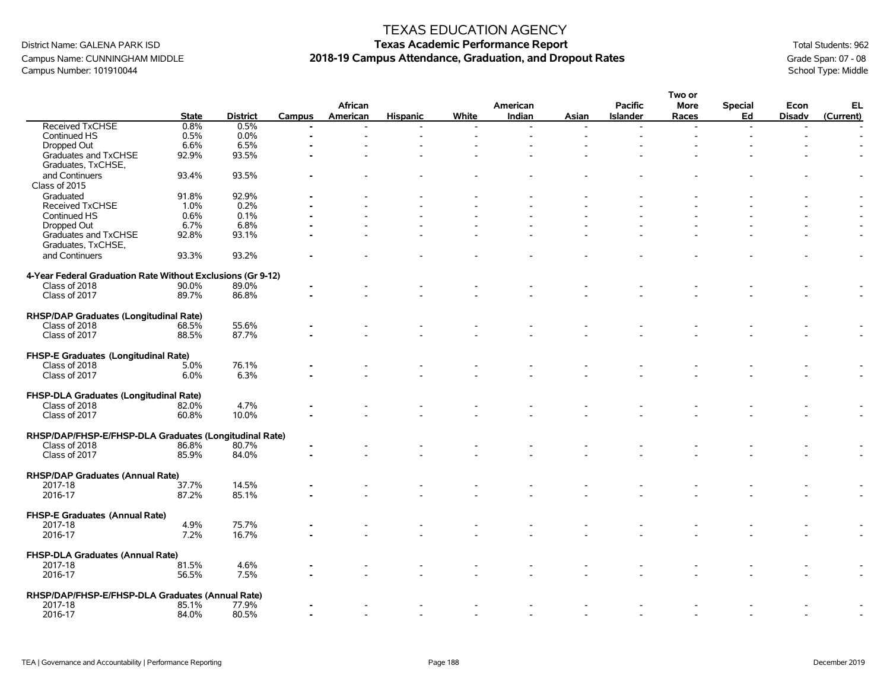# TEXAS EDUCATION AGENCY

## Texas Academic Performance Report

## 2018-19 Campus Attendance, Graduation, and Dropout Rates

District Name: GALENA PARK ISD
Campus Name: CUNNINGHAM MIDDLE
Campus Number: 101910044

Total Students: 962
Grade Span: 07 - 08
School Type: Middle

| | State | District | Campus | African American | Hispanic | White | American Indian | Asian | Pacific Islander | Two or More Races | Special Ed | Econ Disadv | EL (Current) |
|---|---|---|---|---|---|---|---|---|---|---|---|---|---|
| Received TxCHSE | 0.8% | 0.5% | - | - | - | - | - | - | - | - | - | - | - |
| Continued HS | 0.5% | 0.0% | - | - | - | - | - | - | - | - | - | - | - |
| Dropped Out | 6.6% | 6.5% | - | - | - | - | - | - | - | - | - | - | - |
| Graduates and TxCHSE | 92.9% | 93.5% | - | - | - | - | - | - | - | - | - | - | - |
| Graduates, TxCHSE, and Continuers | 93.4% | 93.5% | - | - | - | - | - | - | - | - | - | - | - |
| Class of 2015 | | | | | | | | | | | | | |
| Graduated | 91.8% | 92.9% | - | - | - | - | - | - | - | - | - | - | - |
| Received TxCHSE | 1.0% | 0.2% | - | - | - | - | - | - | - | - | - | - | - |
| Continued HS | 0.6% | 0.1% | - | - | - | - | - | - | - | - | - | - | - |
| Dropped Out | 6.7% | 6.8% | - | - | - | - | - | - | - | - | - | - | - |
| Graduates and TxCHSE | 92.8% | 93.1% | - | - | - | - | - | - | - | - | - | - | - |
| Graduates, TxCHSE, and Continuers | 93.3% | 93.2% | - | - | - | - | - | - | - | - | - | - | - |
| **4-Year Federal Graduation Rate Without Exclusions (Gr 9-12)** | | | | | | | | | | | | | |
| Class of 2018 | 90.0% | 89.0% | - | - | - | - | - | - | - | - | - | - | - |
| Class of 2017 | 89.7% | 86.8% | - | - | - | - | - | - | - | - | - | - | - |
| **RHSP/DAP Graduates (Longitudinal Rate)** | | | | | | | | | | | | | |
| Class of 2018 | 68.5% | 55.6% | - | - | - | - | - | - | - | - | - | - | - |
| Class of 2017 | 88.5% | 87.7% | - | - | - | - | - | - | - | - | - | - | - |
| **FHSP-E Graduates (Longitudinal Rate)** | | | | | | | | | | | | | |
| Class of 2018 | 5.0% | 76.1% | - | - | - | - | - | - | - | - | - | - | - |
| Class of 2017 | 6.0% | 6.3% | - | - | - | - | - | - | - | - | - | - | - |
| **FHSP-DLA Graduates (Longitudinal Rate)** | | | | | | | | | | | | | |
| Class of 2018 | 82.0% | 4.7% | - | - | - | - | - | - | - | - | - | - | - |
| Class of 2017 | 60.8% | 10.0% | - | - | - | - | - | - | - | - | - | - | - |
| **RHSP/DAP/FHSP-E/FHSP-DLA Graduates (Longitudinal Rate)** | | | | | | | | | | | | | |
| Class of 2018 | 86.8% | 80.7% | - | - | - | - | - | - | - | - | - | - | - |
| Class of 2017 | 85.9% | 84.0% | - | - | - | - | - | - | - | - | - | - | - |
| **RHSP/DAP Graduates (Annual Rate)** | | | | | | | | | | | | | |
| 2017-18 | 37.7% | 14.5% | - | - | - | - | - | - | - | - | - | - | - |
| 2016-17 | 87.2% | 85.1% | - | - | - | - | - | - | - | - | - | - | - |
| **FHSP-E Graduates (Annual Rate)** | | | | | | | | | | | | | |
| 2017-18 | 4.9% | 75.7% | - | - | - | - | - | - | - | - | - | - | - |
| 2016-17 | 7.2% | 16.7% | - | - | - | - | - | - | - | - | - | - | - |
| **FHSP-DLA Graduates (Annual Rate)** | | | | | | | | | | | | | |
| 2017-18 | 81.5% | 4.6% | - | - | - | - | - | - | - | - | - | - | - |
| 2016-17 | 56.5% | 7.5% | - | - | - | - | - | - | - | - | - | - | - |
| **RHSP/DAP/FHSP-E/FHSP-DLA Graduates (Annual Rate)** | | | | | | | | | | | | | |
| 2017-18 | 85.1% | 77.9% | - | - | - | - | - | - | - | - | - | - | - |
| 2016-17 | 84.0% | 80.5% | - | - | - | - | - | - | - | - | - | - | - |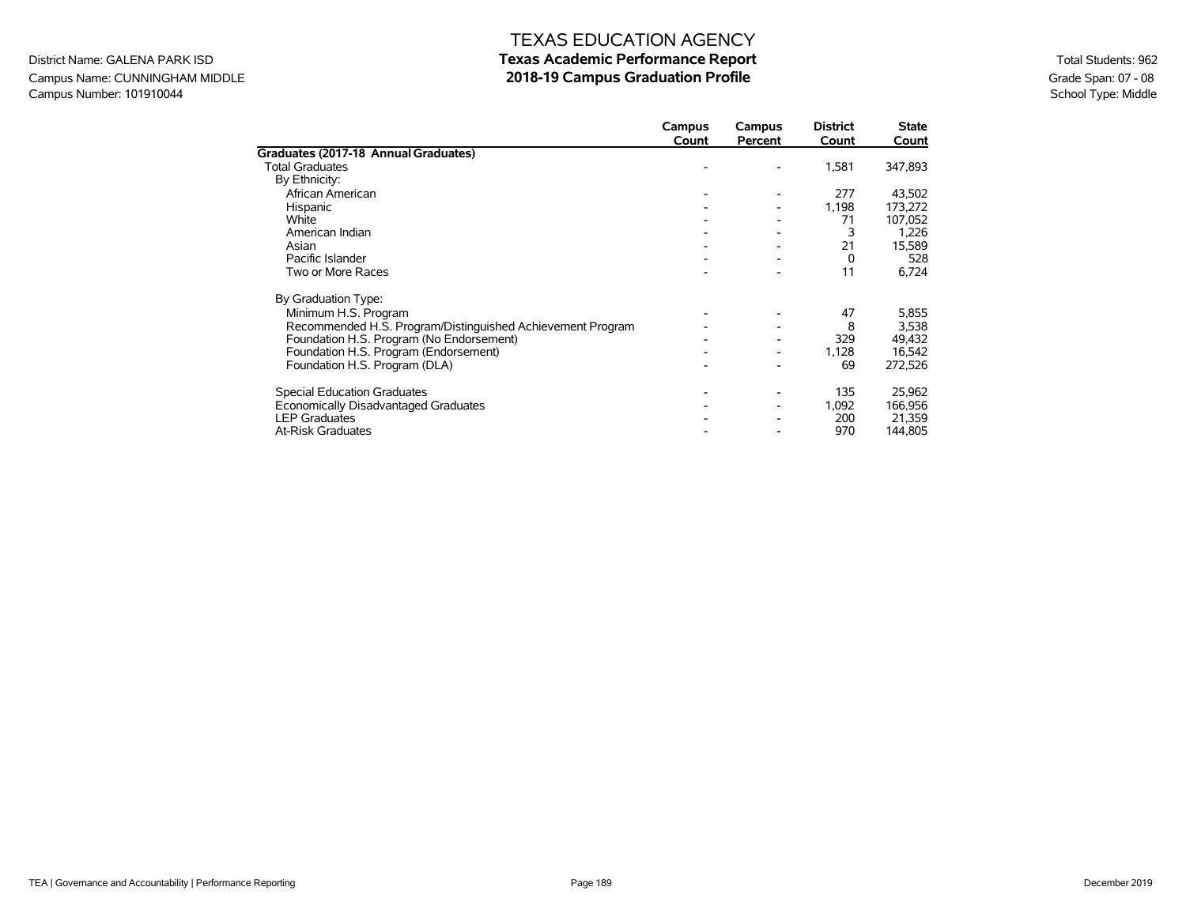District Name: GALENA PARK ISD
Campus Name: CUNNINGHAM MIDDLE
Campus Number: 101910044

# TEXAS EDUCATION AGENCY
## Texas Academic Performance Report
## 2018-19 Campus Graduation Profile

Total Students: 962
Grade Span: 07 - 08
School Type: Middle

| | Campus Count | Campus Percent | District Count | State Count |
|---|---|---|---|---|
| **Graduates (2017-18 Annual Graduates)** | | | | |
| Total Graduates | - | - | 1,581 | 347,893 |
| By Ethnicity: | | | | |
| African American | - | - | 277 | 43,502 |
| Hispanic | - | - | 1,198 | 173,272 |
| White | - | - | 71 | 107,052 |
| American Indian | - | - | 3 | 1,226 |
| Asian | - | - | 21 | 15,589 |
| Pacific Islander | - | - | 0 | 528 |
| Two or More Races | - | - | 11 | 6,724 |
| By Graduation Type: | | | | |
| Minimum H.S. Program | - | - | 47 | 5,855 |
| Recommended H.S. Program/Distinguished Achievement Program | - | - | 8 | 3,538 |
| Foundation H.S. Program (No Endorsement) | - | - | 329 | 49,432 |
| Foundation H.S. Program (Endorsement) | - | - | 1,128 | 16,542 |
| Foundation H.S. Program (DLA) | - | - | 69 | 272,526 |
| Special Education Graduates | - | - | 135 | 25,962 |
| Economically Disadvantaged Graduates | - | - | 1,092 | 166,956 |
| LEP Graduates | - | - | 200 | 21,359 |
| At-Risk Graduates | - | - | 970 | 144,805 |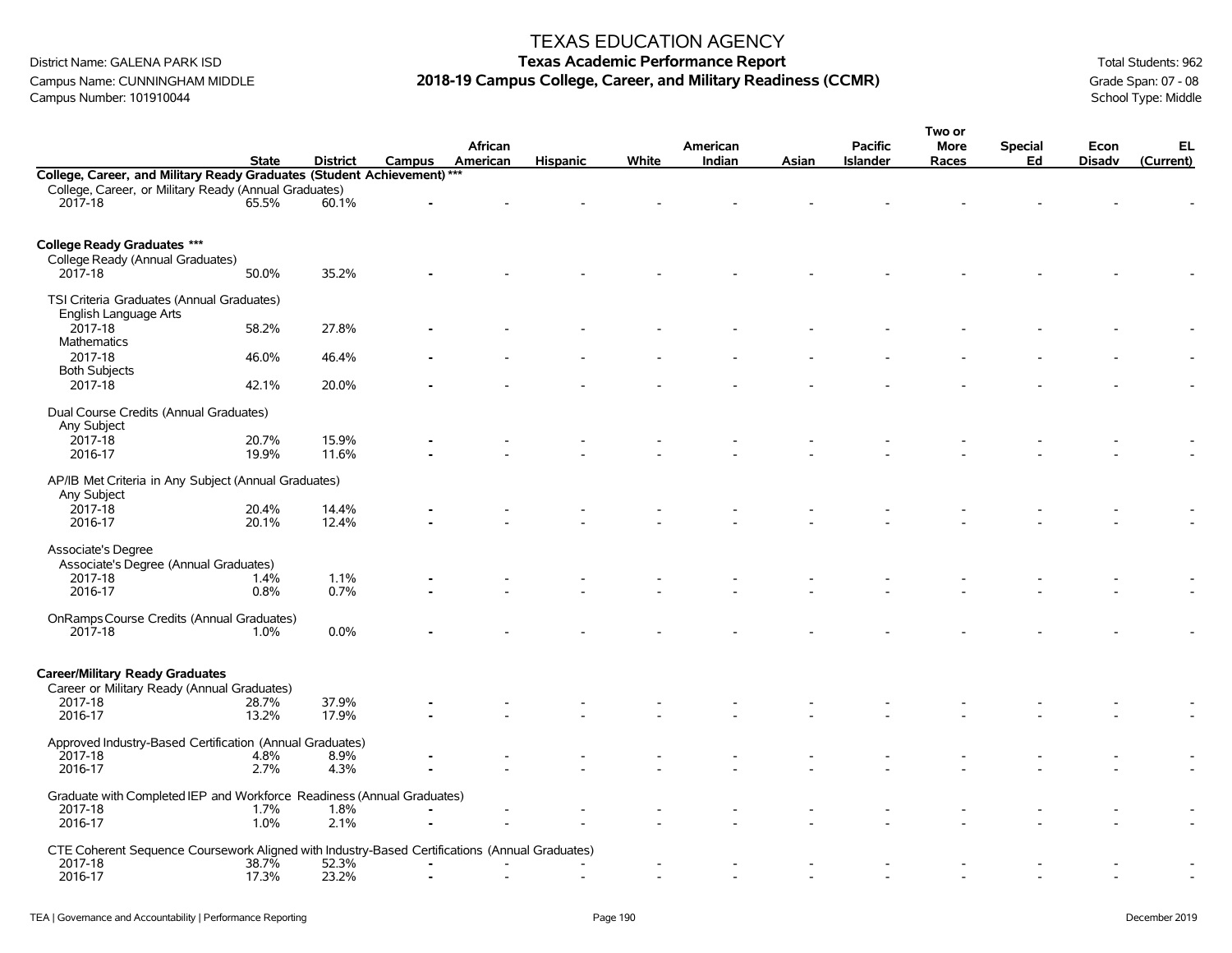# TEXAS EDUCATION AGENCY
## Texas Academic Performance Report
## 2018-19 Campus College, Career, and Military Readiness (CCMR)

District Name: GALENA PARK ISD
Campus Name: CUNNINGHAM MIDDLE
Campus Number: 101910044

Total Students: 962
Grade Span: 07 - 08
School Type: Middle

| | State | District | Campus | African American | Hispanic | White | American Indian | Asian | Pacific Islander | Two or More Races | Special Ed | Econ Disadv | EL (Current) |
|---|---|---|---|---|---|---|---|---|---|---|---|---|---|
| **College, Career, and Military Ready Graduates (Student Achievement) \*\*\*** | | | | | | | | | | | | | |
| College, Career, or Military Ready (Annual Graduates) | | | | | | | | | | | | | |
| 2017-18 | 65.5% | 60.1% | - | - | - | - | - | - | - | - | - | - | - |
| **College Ready Graduates \*\*\*** | | | | | | | | | | | | | |
| College Ready (Annual Graduates) | | | | | | | | | | | | | |
| 2017-18 | 50.0% | 35.2% | - | - | - | - | - | - | - | - | - | - | - |
| TSI Criteria Graduates (Annual Graduates) | | | | | | | | | | | | | |
| English Language Arts | | | | | | | | | | | | | |
| 2017-18 | 58.2% | 27.8% | - | - | - | - | - | - | - | - | - | - | - |
| Mathematics | | | | | | | | | | | | | |
| 2017-18 | 46.0% | 46.4% | - | - | - | - | - | - | - | - | - | - | - |
| Both Subjects | | | | | | | | | | | | | |
| 2017-18 | 42.1% | 20.0% | - | - | - | - | - | - | - | - | - | - | - |
| Dual Course Credits (Annual Graduates) | | | | | | | | | | | | | |
| Any Subject | | | | | | | | | | | | | |
| 2017-18 | 20.7% | 15.9% | - | - | - | - | - | - | - | - | - | - | - |
| 2016-17 | 19.9% | 11.6% | - | - | - | - | - | - | - | - | - | - | - |
| AP/IB Met Criteria in Any Subject (Annual Graduates) | | | | | | | | | | | | | |
| Any Subject | | | | | | | | | | | | | |
| 2017-18 | 20.4% | 14.4% | - | - | - | - | - | - | - | - | - | - | - |
| 2016-17 | 20.1% | 12.4% | - | - | - | - | - | - | - | - | - | - | - |
| Associate's Degree | | | | | | | | | | | | | |
| Associate's Degree (Annual Graduates) | | | | | | | | | | | | | |
| 2017-18 | 1.4% | 1.1% | - | - | - | - | - | - | - | - | - | - | - |
| 2016-17 | 0.8% | 0.7% | - | - | - | - | - | - | - | - | - | - | - |
| OnRamps Course Credits (Annual Graduates) | | | | | | | | | | | | | |
| 2017-18 | 1.0% | 0.0% | - | - | - | - | - | - | - | - | - | - | - |
| **Career/Military Ready Graduates** | | | | | | | | | | | | | |
| Career or Military Ready (Annual Graduates) | | | | | | | | | | | | | |
| 2017-18 | 28.7% | 37.9% | - | - | - | - | - | - | - | - | - | - | - |
| 2016-17 | 13.2% | 17.9% | - | - | - | - | - | - | - | - | - | - | - |
| Approved Industry-Based Certification (Annual Graduates) | | | | | | | | | | | | | |
| 2017-18 | 4.8% | 8.9% | - | - | - | - | - | - | - | - | - | - | - |
| 2016-17 | 2.7% | 4.3% | - | - | - | - | - | - | - | - | - | - | - |
| Graduate with Completed IEP and Workforce Readiness (Annual Graduates) | | | | | | | | | | | | | |
| 2017-18 | 1.7% | 1.8% | - | - | - | - | - | - | - | - | - | - | - |
| 2016-17 | 1.0% | 2.1% | - | - | - | - | - | - | - | - | - | - | - |
| CTE Coherent Sequence Coursework Aligned with Industry-Based Certifications (Annual Graduates) | | | | | | | | | | | | | |
| 2017-18 | 38.7% | 52.3% | - | - | - | - | - | - | - | - | - | - | - |
| 2016-17 | 17.3% | 23.2% | - | - | - | - | - | - | - | - | - | - | - |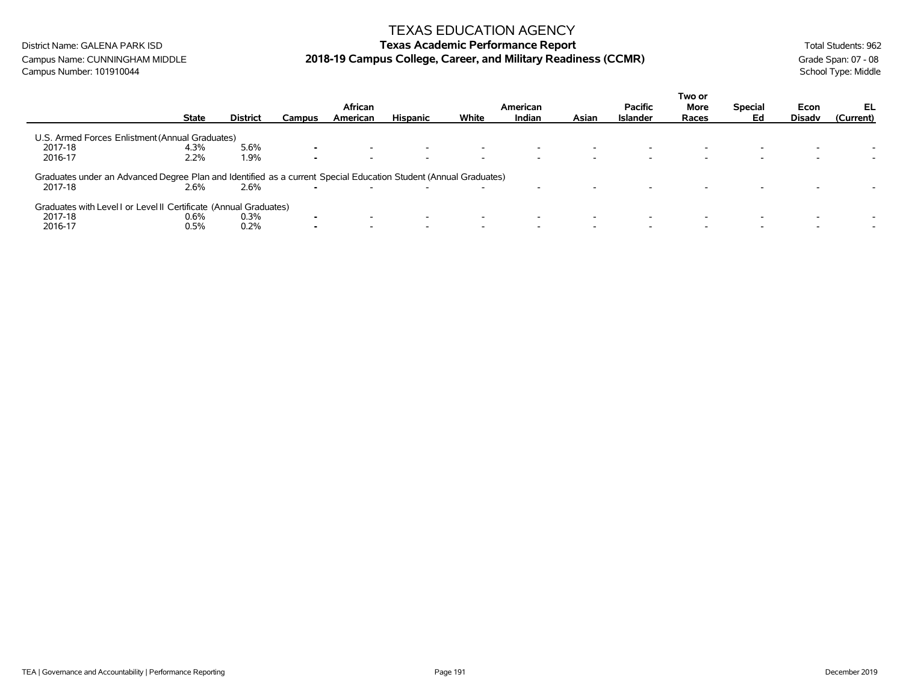TEXAS EDUCATION AGENCY

District Name: GALENA PARK ISD

Campus Name: CUNNINGHAM MIDDLE

Campus Number: 101910044

**Texas Academic Performance Report**

**2018-19 Campus College, Career, and Military Readiness (CCMR)**

Total Students: 962

Grade Span: 07 - 08

School Type: Middle

| | State | District | Campus | African American | Hispanic | White | American Indian | Asian | Pacific Islander | Two or More Races | Special Ed | Econ Disadv | EL (Current) |
|---|---|---|---|---|---|---|---|---|---|---|---|---|---|
| U.S. Armed Forces Enlistment (Annual Graduates) | | | | | | | | | | | | | |
| 2017-18 | 4.3% | 5.6% | - | - | - | - | - | - | - | - | - | - | - |
| 2016-17 | 2.2% | 1.9% | - | - | - | - | - | - | - | - | - | - | - |
| Graduates under an Advanced Degree Plan and Identified as a current Special Education Student (Annual Graduates) | | | | | | | | | | | | | |
| 2017-18 | 2.6% | 2.6% | - | - | - | - | - | - | - | - | - | - | - |
| Graduates with Level I or Level II Certificate (Annual Graduates) | | | | | | | | | | | | | |
| 2017-18 | 0.6% | 0.3% | - | - | - | - | - | - | - | - | - | - | - |
| 2016-17 | 0.5% | 0.2% | - | - | - | - | - | - | - | - | - | - | - |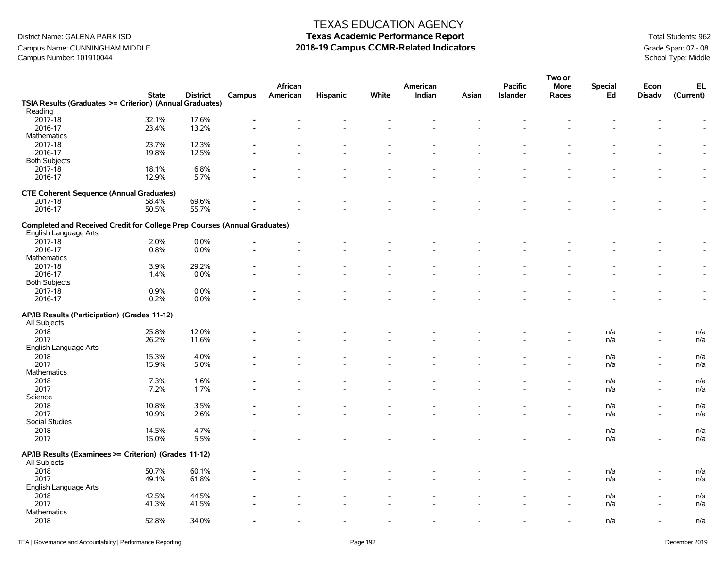# TEXAS EDUCATION AGENCY
## Texas Academic Performance Report
## 2018-19 Campus CCMR-Related Indicators

District Name: GALENA PARK ISD
Campus Name: CUNNINGHAM MIDDLE
Campus Number: 101910044

Total Students: 962
Grade Span: 07 - 08
School Type: Middle

| | State | District | Campus | African American | Hispanic | White | American Indian | Asian | Pacific Islander | Two or More Races | Special Ed | Econ Disadv | EL (Current) |
|---|---|---|---|---|---|---|---|---|---|---|---|---|---|
| **TSIA Results (Graduates >= Criterion) (Annual Graduates)** | | | | | | | | | | | | | |
| Reading | | | | | | | | | | | | | |
| 2017-18 | 32.1% | 17.6% | - | - | - | - | - | - | - | - | - | - | - |
| 2016-17 | 23.4% | 13.2% | - | - | - | - | - | - | - | - | - | - | - |
| Mathematics | | | | | | | | | | | | | |
| 2017-18 | 23.7% | 12.3% | - | - | - | - | - | - | - | - | - | - | - |
| 2016-17 | 19.8% | 12.5% | - | - | - | - | - | - | - | - | - | - | - |
| Both Subjects | | | | | | | | | | | | | |
| 2017-18 | 18.1% | 6.8% | - | - | - | - | - | - | - | - | - | - | - |
| 2016-17 | 12.9% | 5.7% | - | - | - | - | - | - | - | - | - | - | - |
| **CTE Coherent Sequence (Annual Graduates)** | | | | | | | | | | | | | |
| 2017-18 | 58.4% | 69.6% | - | - | - | - | - | - | - | - | - | - | - |
| 2016-17 | 50.5% | 55.7% | - | - | - | - | - | - | - | - | - | - | - |
| **Completed and Received Credit for College Prep Courses (Annual Graduates)** | | | | | | | | | | | | | |
| English Language Arts | | | | | | | | | | | | | |
| 2017-18 | 2.0% | 0.0% | - | - | - | - | - | - | - | - | - | - | - |
| 2016-17 | 0.8% | 0.0% | - | - | - | - | - | - | - | - | - | - | - |
| Mathematics | | | | | | | | | | | | | |
| 2017-18 | 3.9% | 29.2% | - | - | - | - | - | - | - | - | - | - | - |
| 2016-17 | 1.4% | 0.0% | - | - | - | - | - | - | - | - | - | - | - |
| Both Subjects | | | | | | | | | | | | | |
| 2017-18 | 0.9% | 0.0% | - | - | - | - | - | - | - | - | - | - | - |
| 2016-17 | 0.2% | 0.0% | - | - | - | - | - | - | - | - | - | - | - |
| **AP/IB Results (Participation) (Grades 11-12)** | | | | | | | | | | | | | |
| All Subjects | | | | | | | | | | | | | |
| 2018 | 25.8% | 12.0% | - | - | - | - | - | - | - | - | n/a | - | n/a |
| 2017 | 26.2% | 11.6% | - | - | - | - | - | - | - | - | n/a | - | n/a |
| English Language Arts | | | | | | | | | | | | | |
| 2018 | 15.3% | 4.0% | - | - | - | - | - | - | - | - | n/a | - | n/a |
| 2017 | 15.9% | 5.0% | - | - | - | - | - | - | - | - | n/a | - | n/a |
| Mathematics | | | | | | | | | | | | | |
| 2018 | 7.3% | 1.6% | - | - | - | - | - | - | - | - | n/a | - | n/a |
| 2017 | 7.2% | 1.7% | - | - | - | - | - | - | - | - | n/a | - | n/a |
| Science | | | | | | | | | | | | | |
| 2018 | 10.8% | 3.5% | - | - | - | - | - | - | - | - | n/a | - | n/a |
| 2017 | 10.9% | 2.6% | - | - | - | - | - | - | - | - | n/a | - | n/a |
| Social Studies | | | | | | | | | | | | | |
| 2018 | 14.5% | 4.7% | - | - | - | - | - | - | - | - | n/a | - | n/a |
| 2017 | 15.0% | 5.5% | - | - | - | - | - | - | - | - | n/a | - | n/a |
| **AP/IB Results (Examinees >= Criterion) (Grades 11-12)** | | | | | | | | | | | | | |
| All Subjects | | | | | | | | | | | | | |
| 2018 | 50.7% | 60.1% | - | - | - | - | - | - | - | - | n/a | - | n/a |
| 2017 | 49.1% | 61.8% | - | - | - | - | - | - | - | - | n/a | - | n/a |
| English Language Arts | | | | | | | | | | | | | |
| 2018 | 42.5% | 44.5% | - | - | - | - | - | - | - | - | n/a | - | n/a |
| 2017 | 41.3% | 41.5% | - | - | - | - | - | - | - | - | n/a | - | n/a |
| Mathematics | | | | | | | | | | | | | |
| 2018 | 52.8% | 34.0% | - | - | - | - | - | - | - | - | n/a | - | n/a |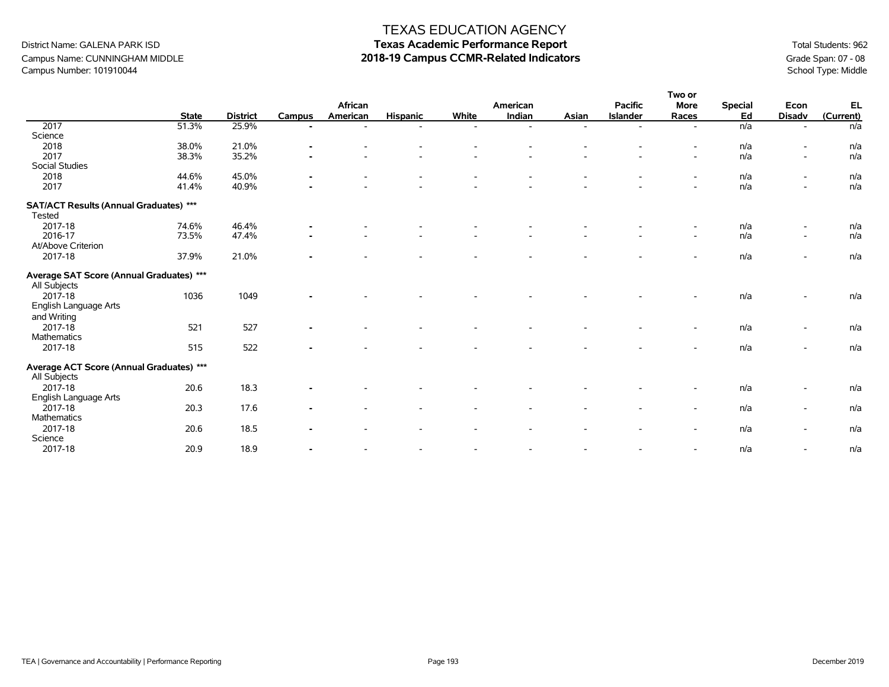TEXAS EDUCATION AGENCY

District Name: GALENA PARK ISD
Campus Name: CUNNINGHAM MIDDLE
Campus Number: 101910044

## Texas Academic Performance Report
## 2018-19 Campus CCMR-Related Indicators

Total Students: 962
Grade Span: 07 - 08
School Type: Middle

| | State | District | Campus | African American | Hispanic | White | American Indian | Asian | Pacific Islander | Two or More Races | Special Ed | Econ Disadv | EL (Current) |
|---|---|---|---|---|---|---|---|---|---|---|---|---|---|
| 2017 | 51.3% | 25.9% | - | - | - | - | - | - | - | - | n/a | - | n/a |
| Science | | | | | | | | | | | | | |
| 2018 | 38.0% | 21.0% | - | - | - | - | - | - | - | - | n/a | - | n/a |
| 2017 | 38.3% | 35.2% | - | - | - | - | - | - | - | - | n/a | - | n/a |
| Social Studies | | | | | | | | | | | | | |
| 2018 | 44.6% | 45.0% | - | - | - | - | - | - | - | - | n/a | - | n/a |
| 2017 | 41.4% | 40.9% | - | - | - | - | - | - | - | - | n/a | - | n/a |
| **SAT/ACT Results (Annual Graduates) \*\*\*** | | | | | | | | | | | | | |
| Tested | | | | | | | | | | | | | |
| 2017-18 | 74.6% | 46.4% | - | - | - | - | - | - | - | - | n/a | - | n/a |
| 2016-17 | 73.5% | 47.4% | - | - | - | - | - | - | - | - | n/a | - | n/a |
| At/Above Criterion | | | | | | | | | | | | | |
| 2017-18 | 37.9% | 21.0% | - | - | - | - | - | - | - | - | n/a | - | n/a |
| **Average SAT Score (Annual Graduates) \*\*\*** | | | | | | | | | | | | | |
| All Subjects | | | | | | | | | | | | | |
| 2017-18 | 1036 | 1049 | - | - | - | - | - | - | - | - | n/a | - | n/a |
| English Language Arts and Writing | | | | | | | | | | | | | |
| 2017-18 | 521 | 527 | - | - | - | - | - | - | - | - | n/a | - | n/a |
| Mathematics | | | | | | | | | | | | | |
| 2017-18 | 515 | 522 | - | - | - | - | - | - | - | - | n/a | - | n/a |
| **Average ACT Score (Annual Graduates) \*\*\*** | | | | | | | | | | | | | |
| All Subjects | | | | | | | | | | | | | |
| 2017-18 | 20.6 | 18.3 | - | - | - | - | - | - | - | - | n/a | - | n/a |
| English Language Arts | | | | | | | | | | | | | |
| 2017-18 | 20.3 | 17.6 | - | - | - | - | - | - | - | - | n/a | - | n/a |
| Mathematics | | | | | | | | | | | | | |
| 2017-18 | 20.6 | 18.5 | - | - | - | - | - | - | - | - | n/a | - | n/a |
| Science | | | | | | | | | | | | | |
| 2017-18 | 20.9 | 18.9 | - | - | - | - | - | - | - | - | n/a | - | n/a |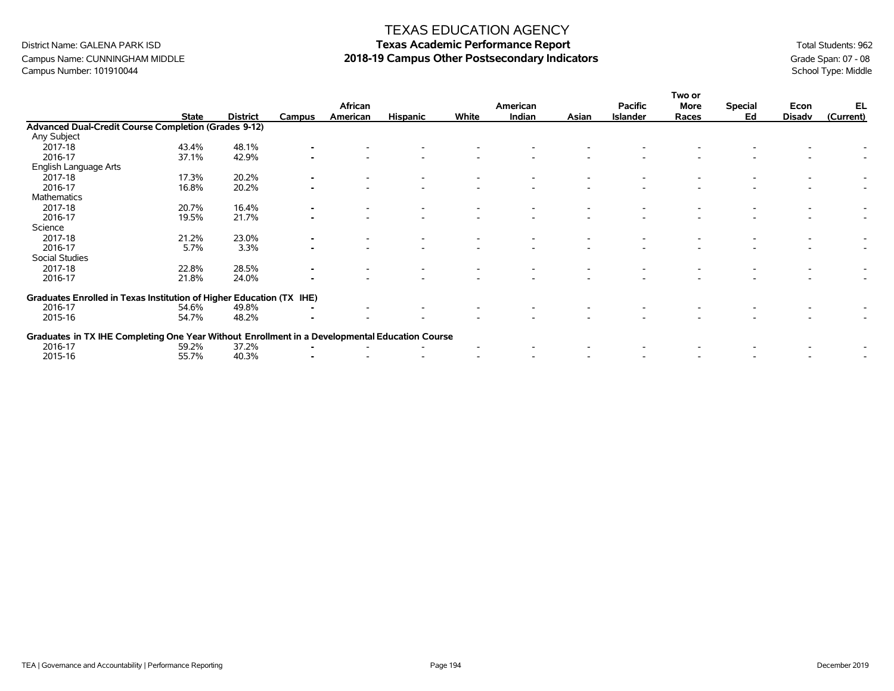# TEXAS EDUCATION AGENCY

## Texas Academic Performance Report

## 2018-19 Campus Other Postsecondary Indicators

District Name: GALENA PARK ISD
Campus Name: CUNNINGHAM MIDDLE
Campus Number: 101910044

Total Students: 962
Grade Span: 07 - 08
School Type: Middle

| | State | District | Campus | African American | Hispanic | White | American Indian | Asian | Pacific Islander | Two or More Races | Special Ed | Econ Disadv | EL (Current) |
|---|---|---|---|---|---|---|---|---|---|---|---|---|---|
| **Advanced Dual-Credit Course Completion (Grades 9-12)** | | | | | | | | | | | | | |
| Any Subject | | | | | | | | | | | | | |
| 2017-18 | 43.4% | 48.1% | - | - | - | - | - | - | - | - | - | - | - |
| 2016-17 | 37.1% | 42.9% | - | - | - | - | - | - | - | - | - | - | - |
| English Language Arts | | | | | | | | | | | | | |
| 2017-18 | 17.3% | 20.2% | - | - | - | - | - | - | - | - | - | - | - |
| 2016-17 | 16.8% | 20.2% | - | - | - | - | - | - | - | - | - | - | - |
| Mathematics | | | | | | | | | | | | | |
| 2017-18 | 20.7% | 16.4% | - | - | - | - | - | - | - | - | - | - | - |
| 2016-17 | 19.5% | 21.7% | - | - | - | - | - | - | - | - | - | - | - |
| Science | | | | | | | | | | | | | |
| 2017-18 | 21.2% | 23.0% | - | - | - | - | - | - | - | - | - | - | - |
| 2016-17 | 5.7% | 3.3% | - | - | - | - | - | - | - | - | - | - | - |
| Social Studies | | | | | | | | | | | | | |
| 2017-18 | 22.8% | 28.5% | - | - | - | - | - | - | - | - | - | - | - |
| 2016-17 | 21.8% | 24.0% | - | - | - | - | - | - | - | - | - | - | - |
| **Graduates Enrolled in Texas Institution of Higher Education (TX IHE)** | | | | | | | | | | | | | |
| 2016-17 | 54.6% | 49.8% | - | - | - | - | - | - | - | - | - | - | - |
| 2015-16 | 54.7% | 48.2% | - | - | - | - | - | - | - | - | - | - | - |
| **Graduates in TX IHE Completing One Year Without Enrollment in a Developmental Education Course** | | | | | | | | | | | | | |
| 2016-17 | 59.2% | 37.2% | - | - | - | - | - | - | - | - | - | - | - |
| 2015-16 | 55.7% | 40.3% | - | - | - | - | - | - | - | - | - | - | - |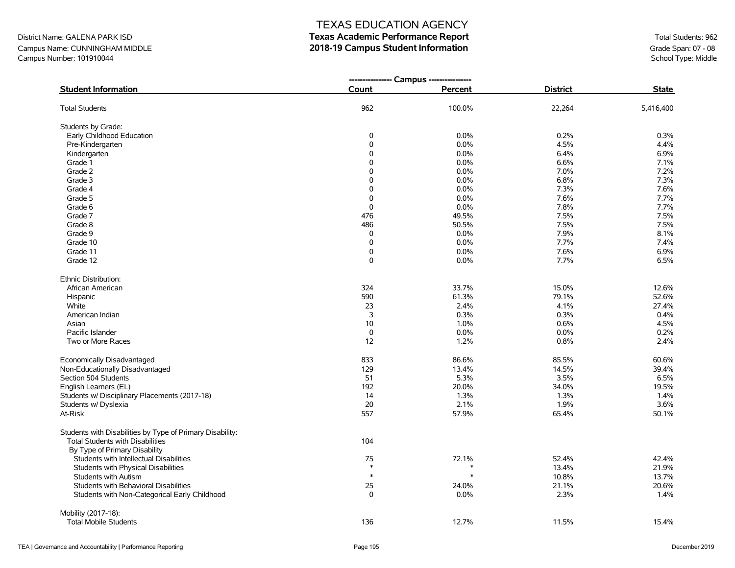# TEXAS EDUCATION AGENCY
## Texas Academic Performance Report
## 2018-19 Campus Student Information

District Name: GALENA PARK ISD
Campus Name: CUNNINGHAM MIDDLE
Campus Number: 101910044

Total Students: 962
Grade Span: 07 - 08
School Type: Middle

| Student Information | Campus Count | Campus Percent | District | State |
|---|---|---|---|---|
| Total Students | 962 | 100.0% | 22,264 | 5,416,400 |
| **Students by Grade:** | | | | |
| Early Childhood Education | 0 | 0.0% | 0.2% | 0.3% |
| Pre-Kindergarten | 0 | 0.0% | 4.5% | 4.4% |
| Kindergarten | 0 | 0.0% | 6.4% | 6.9% |
| Grade 1 | 0 | 0.0% | 6.6% | 7.1% |
| Grade 2 | 0 | 0.0% | 7.0% | 7.2% |
| Grade 3 | 0 | 0.0% | 6.8% | 7.3% |
| Grade 4 | 0 | 0.0% | 7.3% | 7.6% |
| Grade 5 | 0 | 0.0% | 7.6% | 7.7% |
| Grade 6 | 0 | 0.0% | 7.8% | 7.7% |
| Grade 7 | 476 | 49.5% | 7.5% | 7.5% |
| Grade 8 | 486 | 50.5% | 7.5% | 7.5% |
| Grade 9 | 0 | 0.0% | 7.9% | 8.1% |
| Grade 10 | 0 | 0.0% | 7.7% | 7.4% |
| Grade 11 | 0 | 0.0% | 7.6% | 6.9% |
| Grade 12 | 0 | 0.0% | 7.7% | 6.5% |
| **Ethnic Distribution:** | | | | |
| African American | 324 | 33.7% | 15.0% | 12.6% |
| Hispanic | 590 | 61.3% | 79.1% | 52.6% |
| White | 23 | 2.4% | 4.1% | 27.4% |
| American Indian | 3 | 0.3% | 0.3% | 0.4% |
| Asian | 10 | 1.0% | 0.6% | 4.5% |
| Pacific Islander | 0 | 0.0% | 0.0% | 0.2% |
| Two or More Races | 12 | 1.2% | 0.8% | 2.4% |
| Economically Disadvantaged | 833 | 86.6% | 85.5% | 60.6% |
| Non-Educationally Disadvantaged | 129 | 13.4% | 14.5% | 39.4% |
| Section 504 Students | 51 | 5.3% | 3.5% | 6.5% |
| English Learners (EL) | 192 | 20.0% | 34.0% | 19.5% |
| Students w/ Disciplinary Placements (2017-18) | 14 | 1.3% | 1.3% | 1.4% |
| Students w/ Dyslexia | 20 | 2.1% | 1.9% | 3.6% |
| At-Risk | 557 | 57.9% | 65.4% | 50.1% |
| **Students with Disabilities by Type of Primary Disability:** | | | | |
| Total Students with Disabilities | 104 | | | |
| By Type of Primary Disability | | | | |
| Students with Intellectual Disabilities | 75 | 72.1% | 52.4% | 42.4% |
| Students with Physical Disabilities | * | * | 13.4% | 21.9% |
| Students with Autism | * | * | 10.8% | 13.7% |
| Students with Behavioral Disabilities | 25 | 24.0% | 21.1% | 20.6% |
| Students with Non-Categorical Early Childhood | 0 | 0.0% | 2.3% | 1.4% |
| **Mobility (2017-18):** | | | | |
| Total Mobile Students | 136 | 12.7% | 11.5% | 15.4% |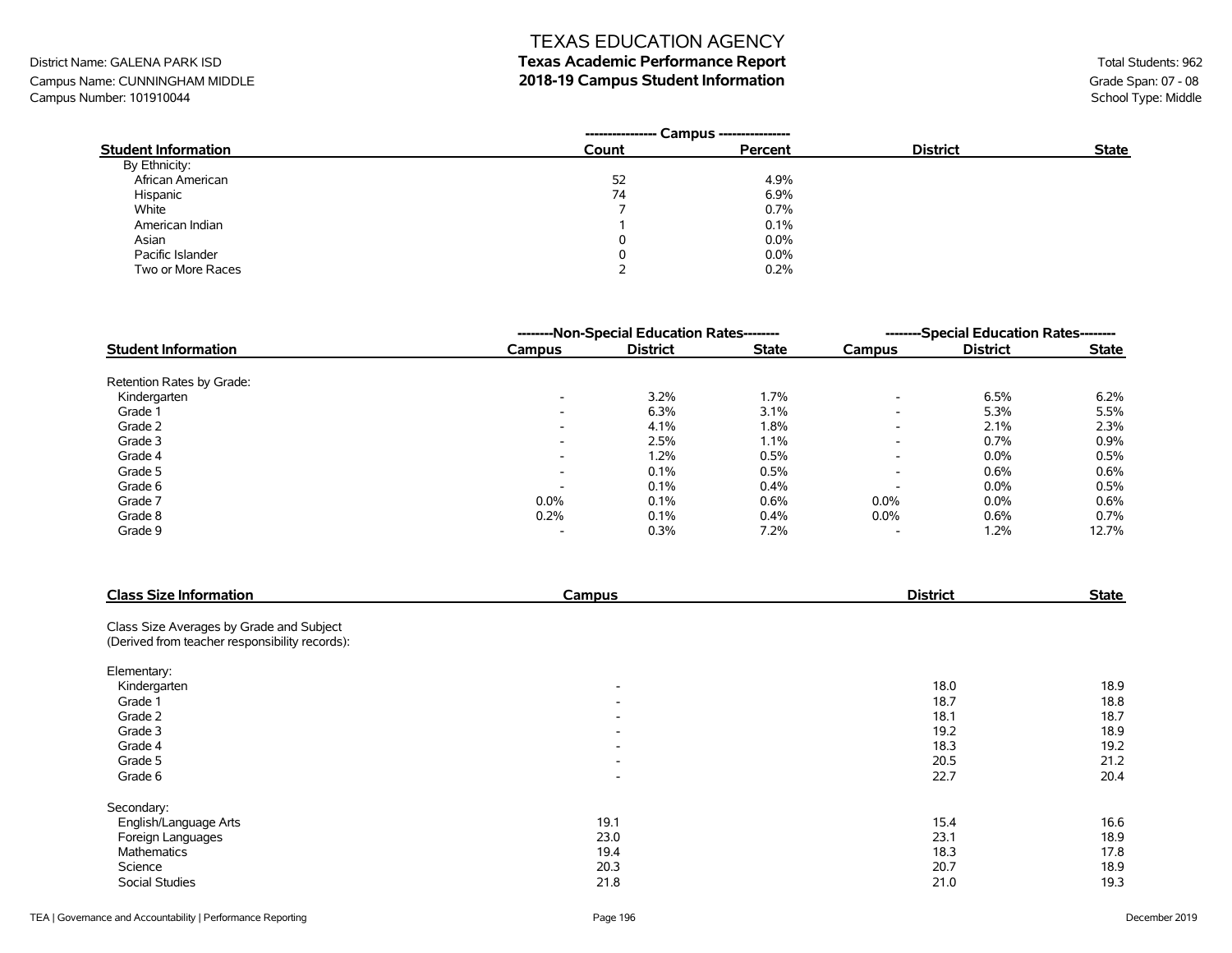# TEXAS EDUCATION AGENCY
## Texas Academic Performance Report
## 2018-19 Campus Student Information

District Name: GALENA PARK ISD
Campus Name: CUNNINGHAM MIDDLE
Campus Number: 101910044

Total Students: 962
Grade Span: 07 - 08
School Type: Middle

| Student Information | Campus Count | Campus Percent | District | State |
|---|---|---|---|---|
| By Ethnicity: | | | | |
| African American | 52 | 4.9% | | |
| Hispanic | 74 | 6.9% | | |
| White | 7 | 0.7% | | |
| American Indian | 1 | 0.1% | | |
| Asian | 0 | 0.0% | | |
| Pacific Islander | 0 | 0.0% | | |
| Two or More Races | 2 | 0.2% | | |

| Student Information | Non-Special Education Rates | | | Special Education Rates | | |
|---|---|---|---|---|---|---|
| | Campus | District | State | Campus | District | State |
| Retention Rates by Grade: | | | | | | |
| Kindergarten | - | 3.2% | 1.7% | - | 6.5% | 6.2% |
| Grade 1 | - | 6.3% | 3.1% | - | 5.3% | 5.5% |
| Grade 2 | - | 4.1% | 1.8% | - | 2.1% | 2.3% |
| Grade 3 | - | 2.5% | 1.1% | - | 0.7% | 0.9% |
| Grade 4 | - | 1.2% | 0.5% | - | 0.0% | 0.5% |
| Grade 5 | - | 0.1% | 0.5% | - | 0.6% | 0.6% |
| Grade 6 | - | 0.1% | 0.4% | - | 0.0% | 0.5% |
| Grade 7 | 0.0% | 0.1% | 0.6% | 0.0% | 0.0% | 0.6% |
| Grade 8 | 0.2% | 0.1% | 0.4% | 0.0% | 0.6% | 0.7% |
| Grade 9 | - | 0.3% | 7.2% | - | 1.2% | 12.7% |

| Class Size Information | Campus | District | State |
|---|---|---|---|
| Class Size Averages by Grade and Subject (Derived from teacher responsibility records): | | | |
| Elementary: | | | |
| Kindergarten | - | 18.0 | 18.9 |
| Grade 1 | - | 18.7 | 18.8 |
| Grade 2 | - | 18.1 | 18.7 |
| Grade 3 | - | 19.2 | 18.9 |
| Grade 4 | - | 18.3 | 19.2 |
| Grade 5 | - | 20.5 | 21.2 |
| Grade 6 | - | 22.7 | 20.4 |
| Secondary: | | | |
| English/Language Arts | 19.1 | 15.4 | 16.6 |
| Foreign Languages | 23.0 | 23.1 | 18.9 |
| Mathematics | 19.4 | 18.3 | 17.8 |
| Science | 20.3 | 20.7 | 18.9 |
| Social Studies | 21.8 | 21.0 | 19.3 |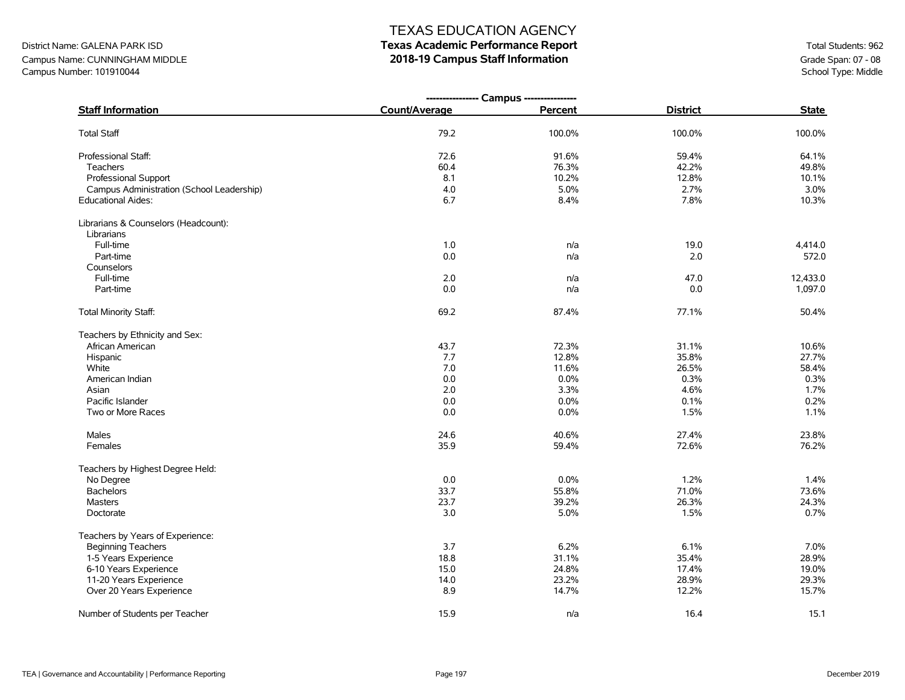# TEXAS EDUCATION AGENCY

## Texas Academic Performance Report

## 2018-19 Campus Staff Information

District Name: GALENA PARK ISD
Campus Name: CUNNINGHAM MIDDLE
Campus Number: 101910044

Total Students: 962
Grade Span: 07 - 08
School Type: Middle

| Staff Information | Campus Count/Average | Campus Percent | District | State |
|---|---|---|---|---|
| Total Staff | 79.2 | 100.0% | 100.0% | 100.0% |
| Professional Staff: | 72.6 | 91.6% | 59.4% | 64.1% |
| Teachers | 60.4 | 76.3% | 42.2% | 49.8% |
| Professional Support | 8.1 | 10.2% | 12.8% | 10.1% |
| Campus Administration (School Leadership) | 4.0 | 5.0% | 2.7% | 3.0% |
| Educational Aides: | 6.7 | 8.4% | 7.8% | 10.3% |
| Librarians & Counselors (Headcount): | | | | |
| Librarians | | | | |
| Full-time | 1.0 | n/a | 19.0 | 4,414.0 |
| Part-time | 0.0 | n/a | 2.0 | 572.0 |
| Counselors | | | | |
| Full-time | 2.0 | n/a | 47.0 | 12,433.0 |
| Part-time | 0.0 | n/a | 0.0 | 1,097.0 |
| Total Minority Staff: | 69.2 | 87.4% | 77.1% | 50.4% |
| Teachers by Ethnicity and Sex: | | | | |
| African American | 43.7 | 72.3% | 31.1% | 10.6% |
| Hispanic | 7.7 | 12.8% | 35.8% | 27.7% |
| White | 7.0 | 11.6% | 26.5% | 58.4% |
| American Indian | 0.0 | 0.0% | 0.3% | 0.3% |
| Asian | 2.0 | 3.3% | 4.6% | 1.7% |
| Pacific Islander | 0.0 | 0.0% | 0.1% | 0.2% |
| Two or More Races | 0.0 | 0.0% | 1.5% | 1.1% |
| Males | 24.6 | 40.6% | 27.4% | 23.8% |
| Females | 35.9 | 59.4% | 72.6% | 76.2% |
| Teachers by Highest Degree Held: | | | | |
| No Degree | 0.0 | 0.0% | 1.2% | 1.4% |
| Bachelors | 33.7 | 55.8% | 71.0% | 73.6% |
| Masters | 23.7 | 39.2% | 26.3% | 24.3% |
| Doctorate | 3.0 | 5.0% | 1.5% | 0.7% |
| Teachers by Years of Experience: | | | | |
| Beginning Teachers | 3.7 | 6.2% | 6.1% | 7.0% |
| 1-5 Years Experience | 18.8 | 31.1% | 35.4% | 28.9% |
| 6-10 Years Experience | 15.0 | 24.8% | 17.4% | 19.0% |
| 11-20 Years Experience | 14.0 | 23.2% | 28.9% | 29.3% |
| Over 20 Years Experience | 8.9 | 14.7% | 12.2% | 15.7% |
| Number of Students per Teacher | 15.9 | n/a | 16.4 | 15.1 |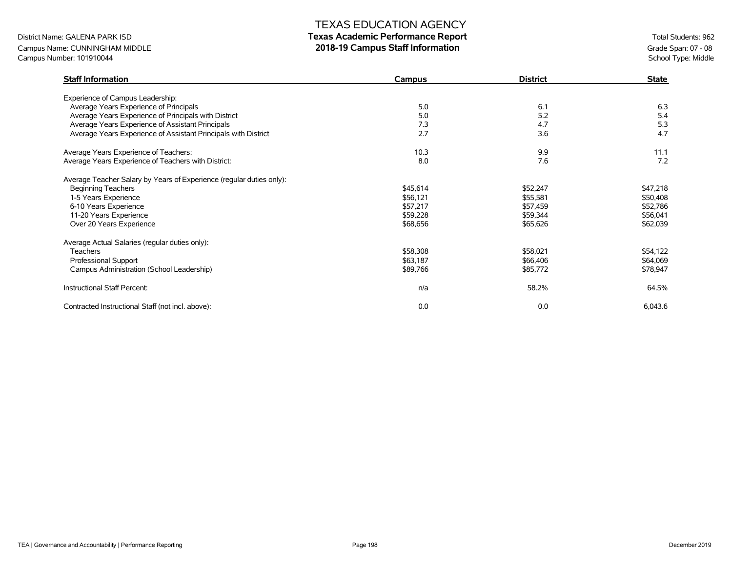# TEXAS EDUCATION AGENCY
## Texas Academic Performance Report
## 2018-19 Campus Staff Information

District Name: GALENA PARK ISD
Campus Name: CUNNINGHAM MIDDLE
Campus Number: 101910044

Total Students: 962
Grade Span: 07 - 08
School Type: Middle

| Staff Information | Campus | District | State |
|---|---|---|---|
| Experience of Campus Leadership: | | | |
| Average Years Experience of Principals | 5.0 | 6.1 | 6.3 |
| Average Years Experience of Principals with District | 5.0 | 5.2 | 5.4 |
| Average Years Experience of Assistant Principals | 7.3 | 4.7 | 5.3 |
| Average Years Experience of Assistant Principals with District | 2.7 | 3.6 | 4.7 |
| Average Years Experience of Teachers: | 10.3 | 9.9 | 11.1 |
| Average Years Experience of Teachers with District: | 8.0 | 7.6 | 7.2 |
| Average Teacher Salary by Years of Experience (regular duties only): | | | |
| Beginning Teachers | $45,614 | $52,247 | $47,218 |
| 1-5 Years Experience | $56,121 | $55,581 | $50,408 |
| 6-10 Years Experience | $57,217 | $57,459 | $52,786 |
| 11-20 Years Experience | $59,228 | $59,344 | $56,041 |
| Over 20 Years Experience | $68,656 | $65,626 | $62,039 |
| Average Actual Salaries (regular duties only): | | | |
| Teachers | $58,308 | $58,021 | $54,122 |
| Professional Support | $63,187 | $66,406 | $64,069 |
| Campus Administration (School Leadership) | $89,766 | $85,772 | $78,947 |
| Instructional Staff Percent: | n/a | 58.2% | 64.5% |
| Contracted Instructional Staff (not incl. above): | 0.0 | 0.0 | 6,043.6 |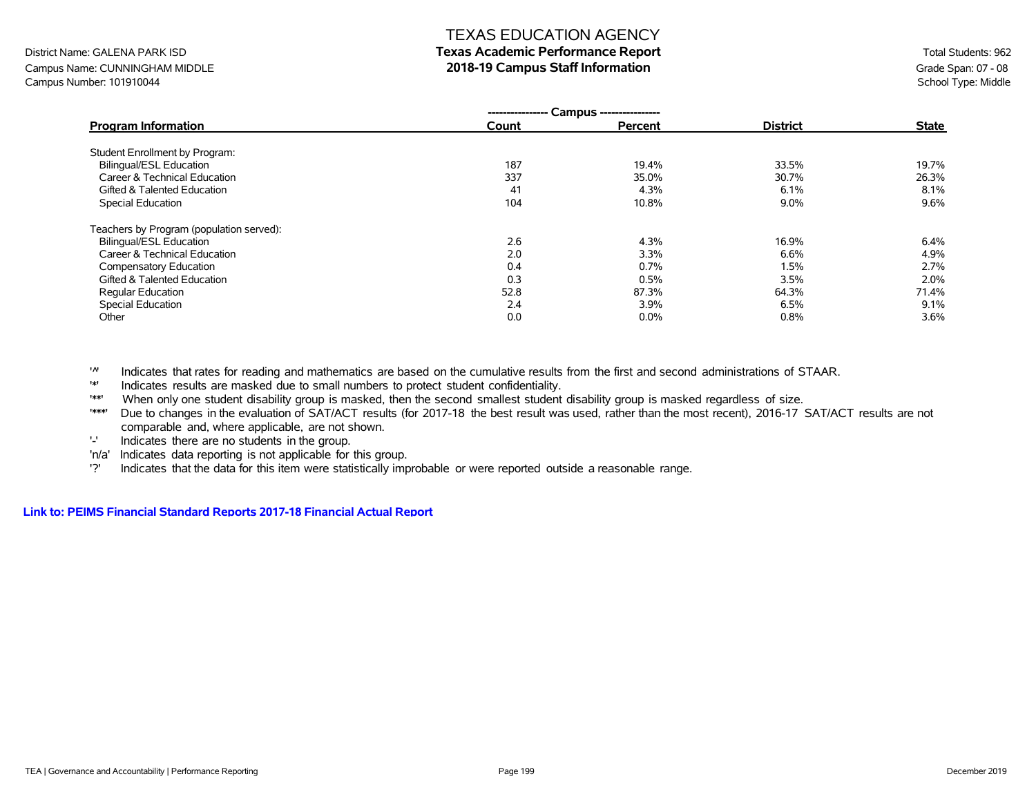District Name: GALENA PARK ISD
Campus Name: CUNNINGHAM MIDDLE
Campus Number: 101910044

# TEXAS EDUCATION AGENCY
## Texas Academic Performance Report
## 2018-19 Campus Staff Information

Total Students: 962
Grade Span: 07 - 08
School Type: Middle

| | Campus | | | |
|---|---|---|---|---|
| **Program Information** | **Count** | **Percent** | **District** | **State** |
| Student Enrollment by Program: | | | | |
| Bilingual/ESL Education | 187 | 19.4% | 33.5% | 19.7% |
| Career & Technical Education | 337 | 35.0% | 30.7% | 26.3% |
| Gifted & Talented Education | 41 | 4.3% | 6.1% | 8.1% |
| Special Education | 104 | 10.8% | 9.0% | 9.6% |
| Teachers by Program (population served): | | | | |
| Bilingual/ESL Education | 2.6 | 4.3% | 16.9% | 6.4% |
| Career & Technical Education | 2.0 | 3.3% | 6.6% | 4.9% |
| Compensatory Education | 0.4 | 0.7% | 1.5% | 2.7% |
| Gifted & Talented Education | 0.3 | 0.5% | 3.5% | 2.0% |
| Regular Education | 52.8 | 87.3% | 64.3% | 71.4% |
| Special Education | 2.4 | 3.9% | 6.5% | 9.1% |
| Other | 0.0 | 0.0% | 0.8% | 3.6% |

'^' Indicates that rates for reading and mathematics are based on the cumulative results from the first and second administrations of STAAR.
'*' Indicates results are masked due to small numbers to protect student confidentiality.
'**' When only one student disability group is masked, then the second smallest student disability group is masked regardless of size.
'***' Due to changes in the evaluation of SAT/ACT results (for 2017-18 the best result was used, rather than the most recent), 2016-17 SAT/ACT results are not comparable and, where applicable, are not shown.
'-' Indicates there are no students in the group.
'n/a' Indicates data reporting is not applicable for this group.
'?' Indicates that the data for this item were statistically improbable or were reported outside a reasonable range.

**Link to: PEIMS Financial Standard Reports 2017-18 Financial Actual Report**